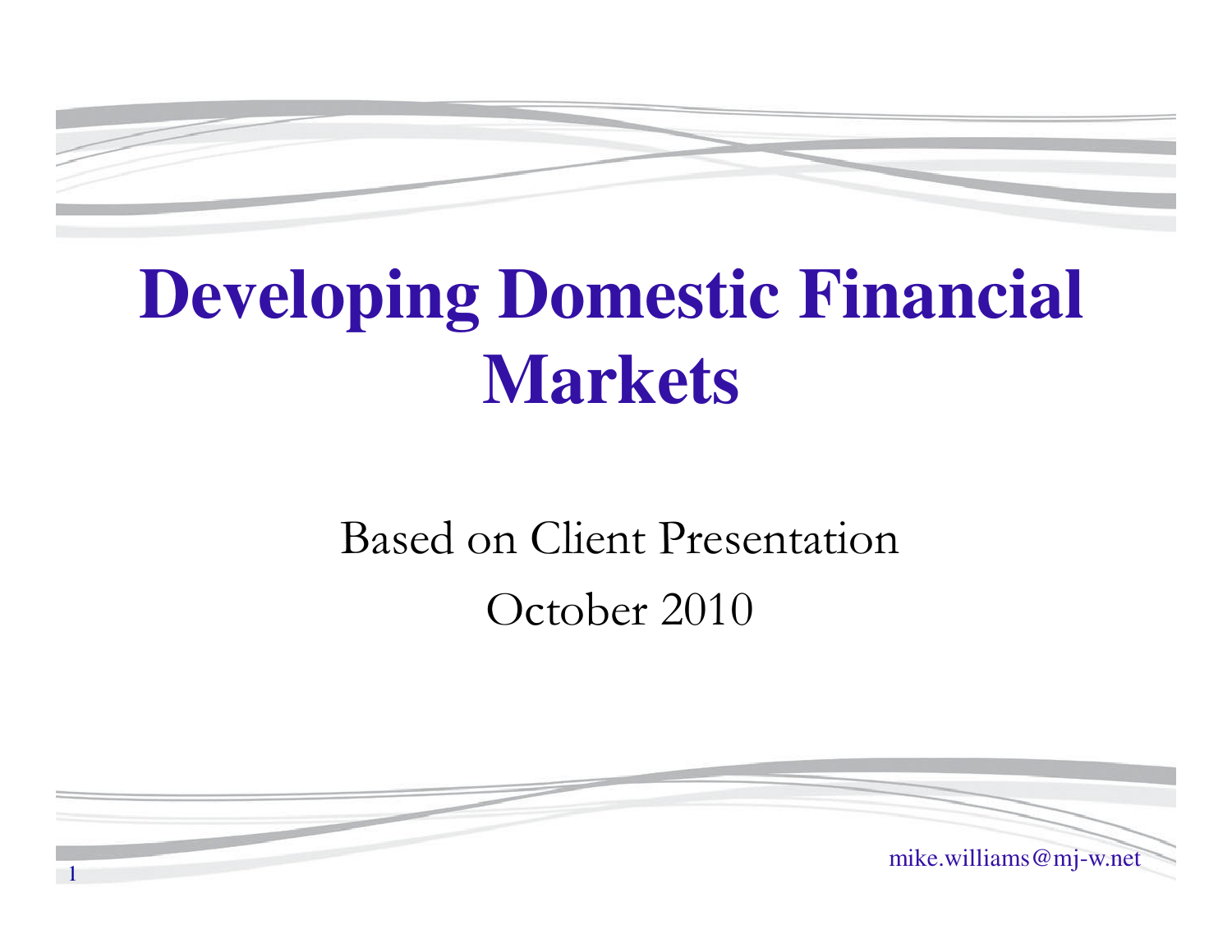# Developing Domestic Financial Markets

Based on Client Presentation

October 2010

mike.williams@mj-w.net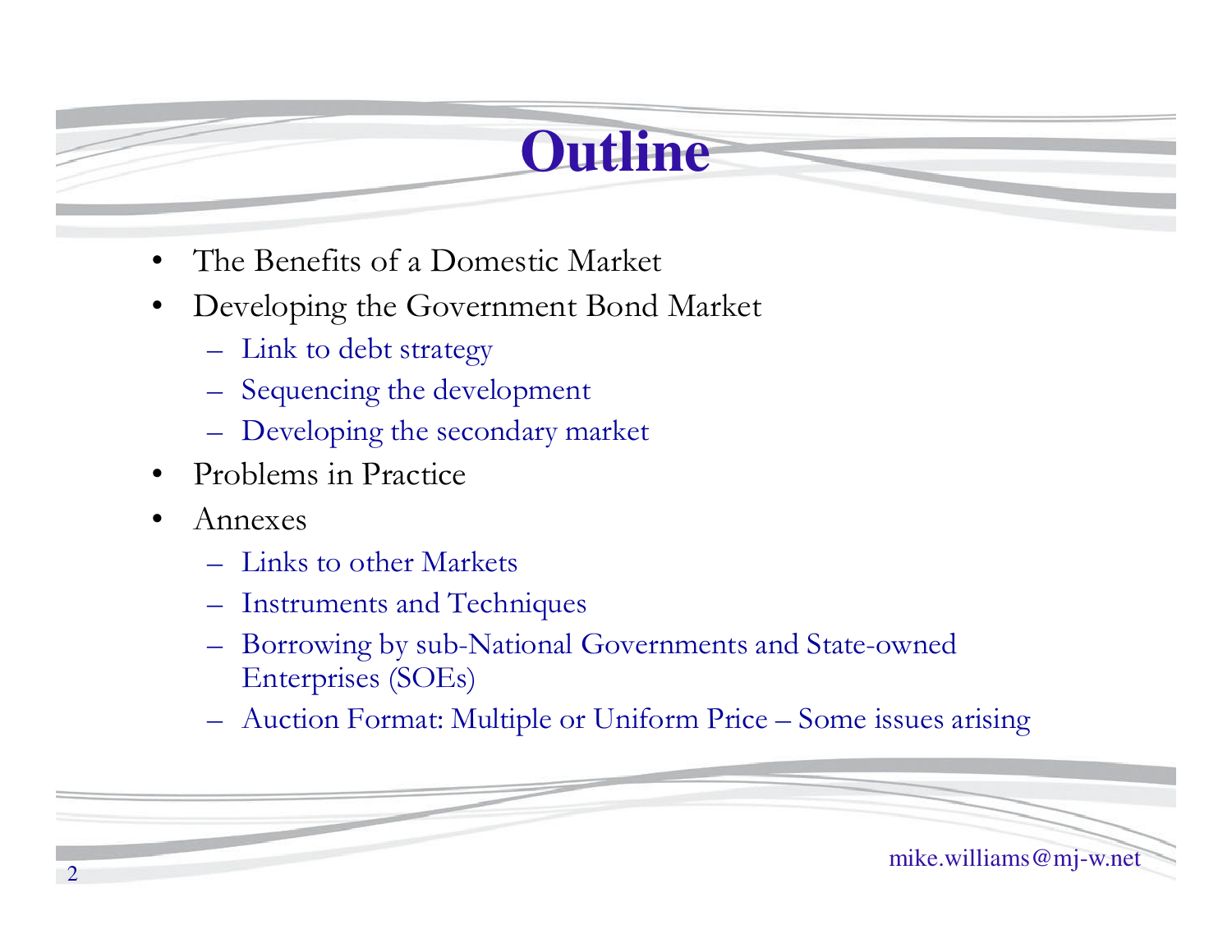# Outline

- The Benefits of a Domestic Market
- Developing the Government Bond Market
  - Link to debt strategy
  - Sequencing the development
  - Developing the secondary market
- Problems in Practice
- Annexes
  - Links to other Markets
  - Instruments and Techniques
  - Borrowing by sub-National Governments and State-owned Enterprises (SOEs)
  - Auction Format: Multiple or Uniform Price – Some issues arising

mike.williams@mj-w.net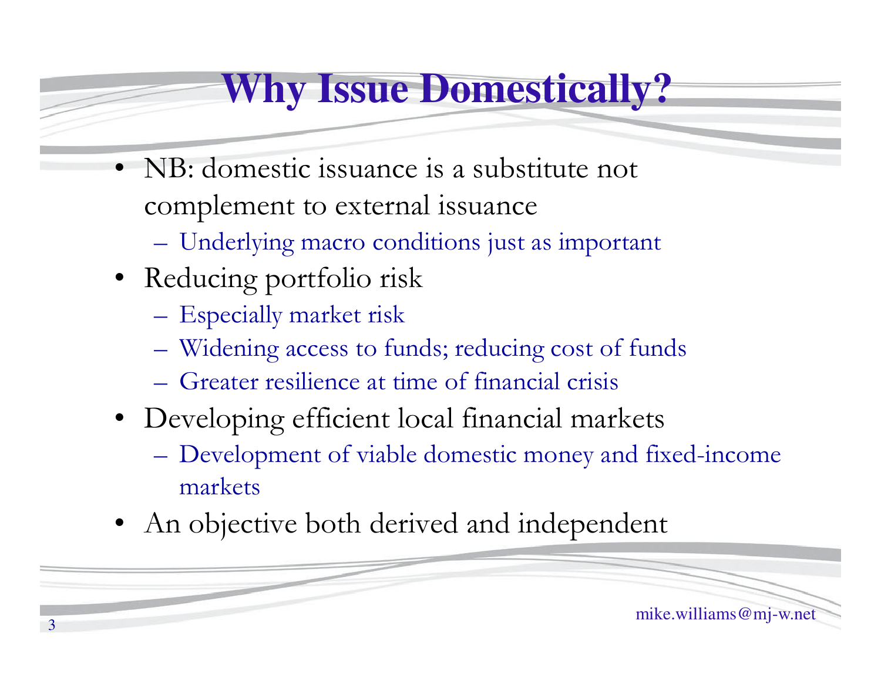# Why Issue Domestically?

- NB: domestic issuance is a substitute not complement to external issuance
  - Underlying macro conditions just as important
- Reducing portfolio risk
  - Especially market risk
  - Widening access to funds; reducing cost of funds
  - Greater resilience at time of financial crisis
- Developing efficient local financial markets
  - Development of viable domestic money and fixed-income markets
- An objective both derived and independent

mike.williams@mj-w.net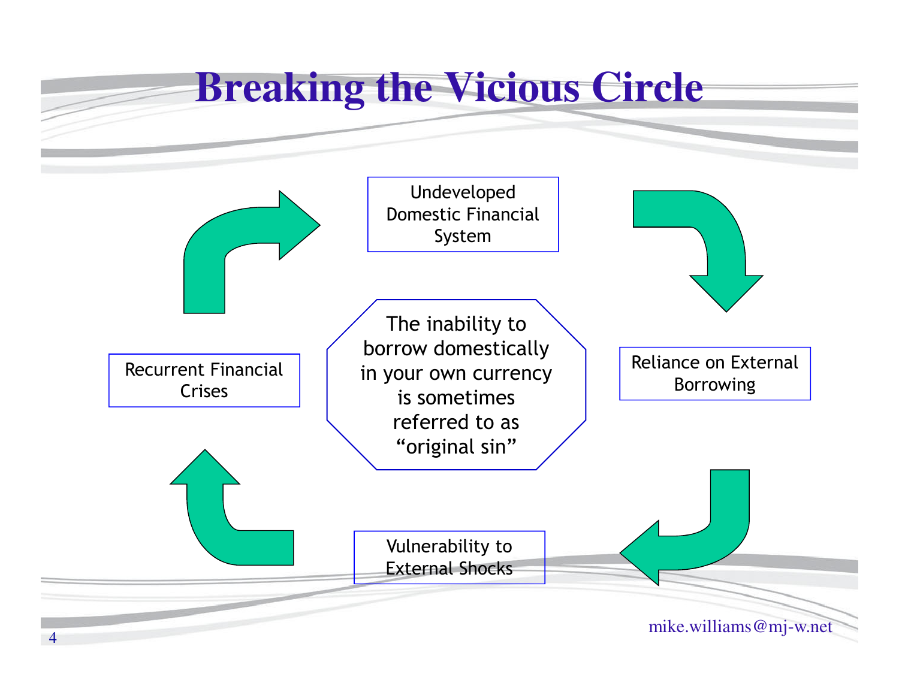# Breaking the Vicious Circle

Undeveloped Domestic Financial System

Reliance on External Borrowing

Vulnerability to External Shocks

Recurrent Financial Crises

The inability to borrow domestically in your own currency is sometimes referred to as "original sin"

mike.williams@mj-w.net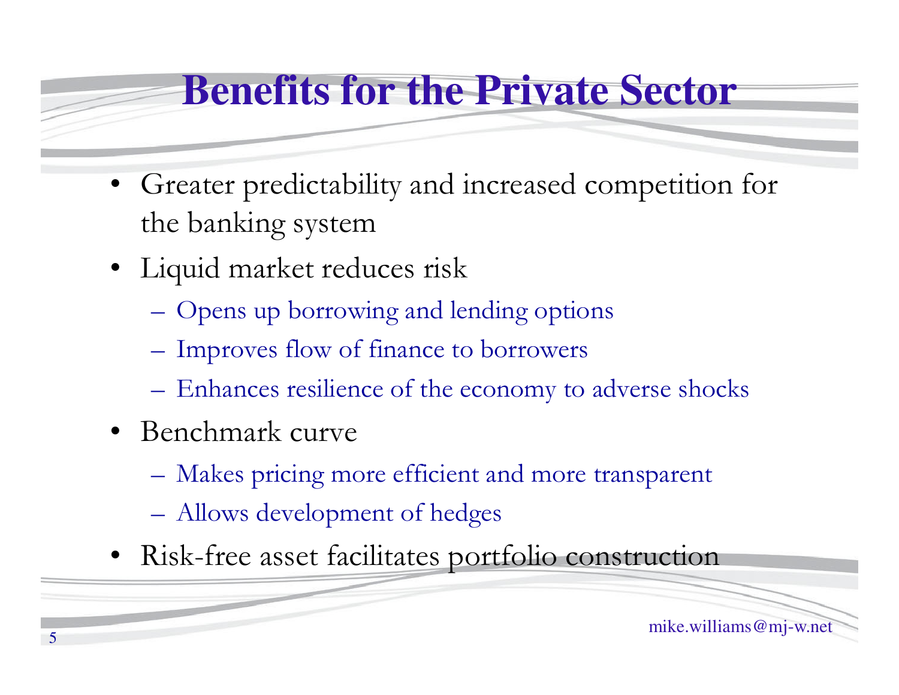# Benefits for the Private Sector

- Greater predictability and increased competition for the banking system
- Liquid market reduces risk
  - Opens up borrowing and lending options
  - Improves flow of finance to borrowers
  - Enhances resilience of the economy to adverse shocks
- Benchmark curve
  - Makes pricing more efficient and more transparent
  - Allows development of hedges
- Risk-free asset facilitates portfolio construction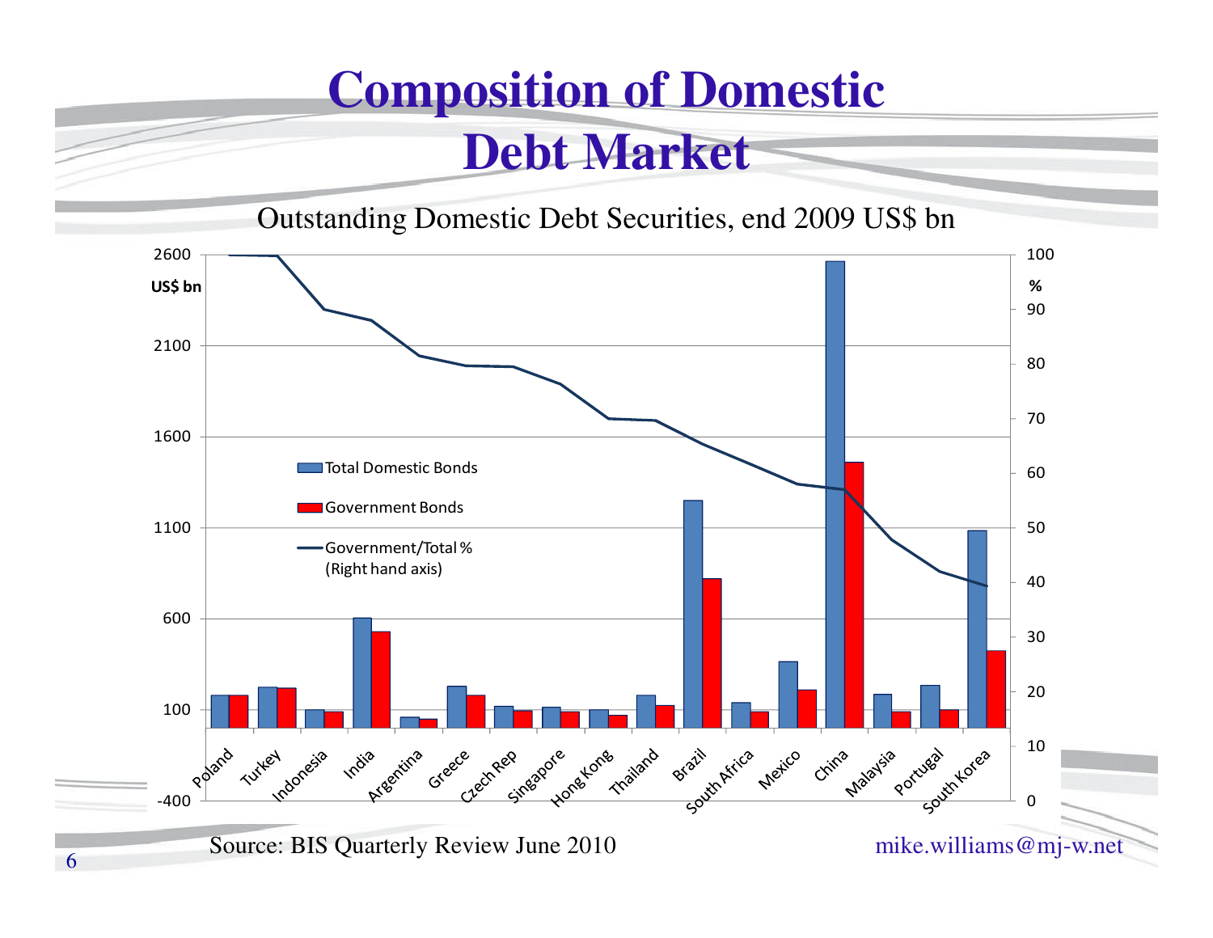# Composition of Domestic Debt Market

Outstanding Domestic Debt Securities, end 2009 US$ bn

Source: BIS Quarterly Review June 2010

mike.williams@mj-w.net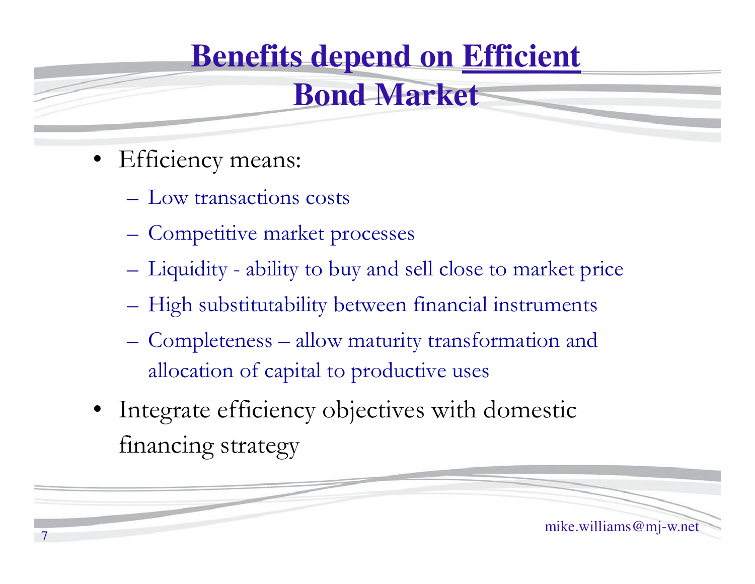# Benefits depend on Efficient Bond Market

- Efficiency means:
  - Low transactions costs
  - Competitive market processes
  - Liquidity - ability to buy and sell close to market price
  - High substitutability between financial instruments
  - Completeness – allow maturity transformation and allocation of capital to productive uses
- Integrate efficiency objectives with domestic financing strategy

mike.williams@mj-w.net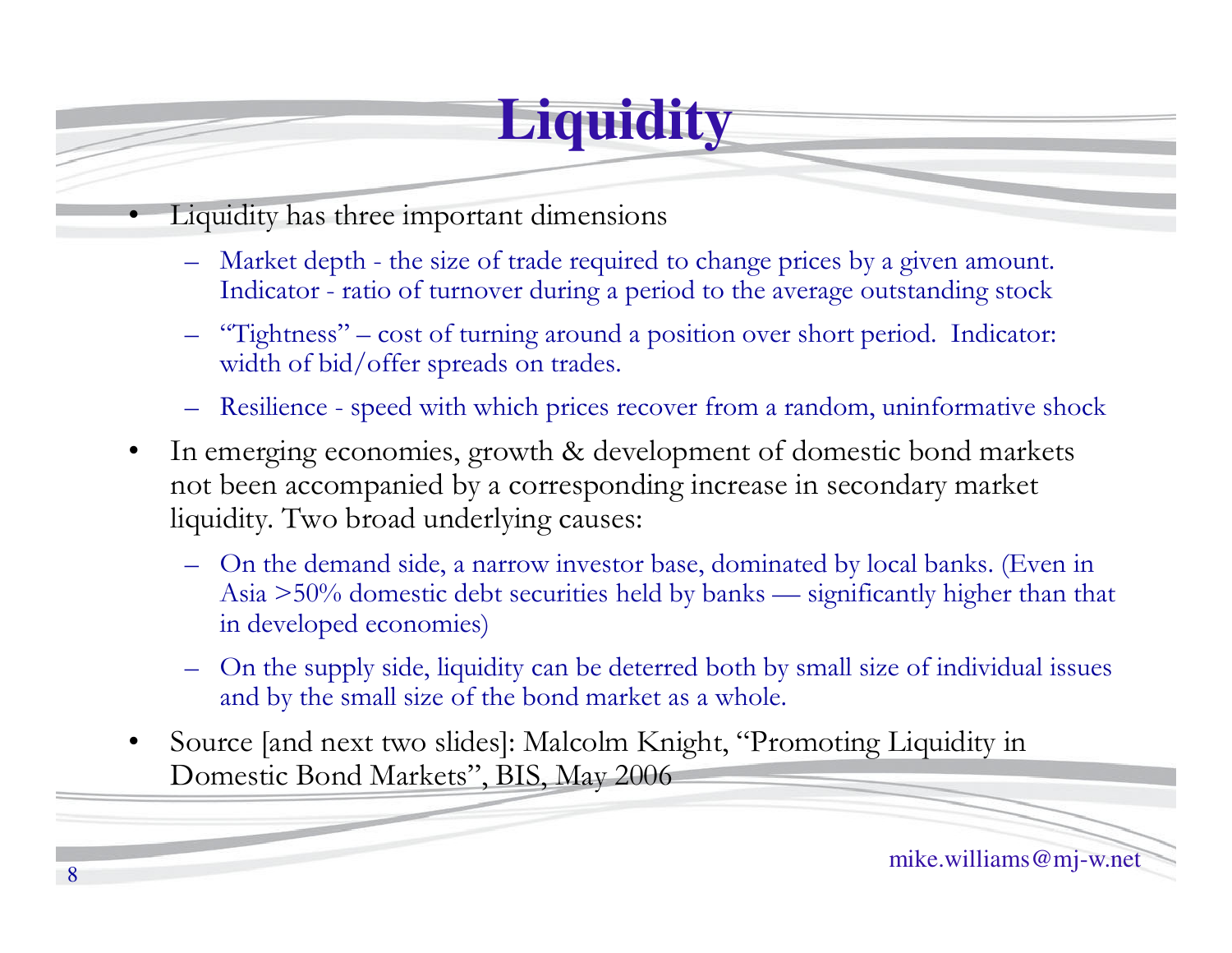# Liquidity

- Liquidity has three important dimensions
  - Market depth - the size of trade required to change prices by a given amount. Indicator - ratio of turnover during a period to the average outstanding stock
  - "Tightness" – cost of turning around a position over short period. Indicator: width of bid/offer spreads on trades.
  - Resilience - speed with which prices recover from a random, uninformative shock
- In emerging economies, growth & development of domestic bond markets not been accompanied by a corresponding increase in secondary market liquidity. Two broad underlying causes:
  - On the demand side, a narrow investor base, dominated by local banks. (Even in Asia >50% domestic debt securities held by banks — significantly higher than that in developed economies)
  - On the supply side, liquidity can be deterred both by small size of individual issues and by the small size of the bond market as a whole.
- Source [and next two slides]: Malcolm Knight, "Promoting Liquidity in Domestic Bond Markets", BIS, May 2006

mike.williams@mj-w.net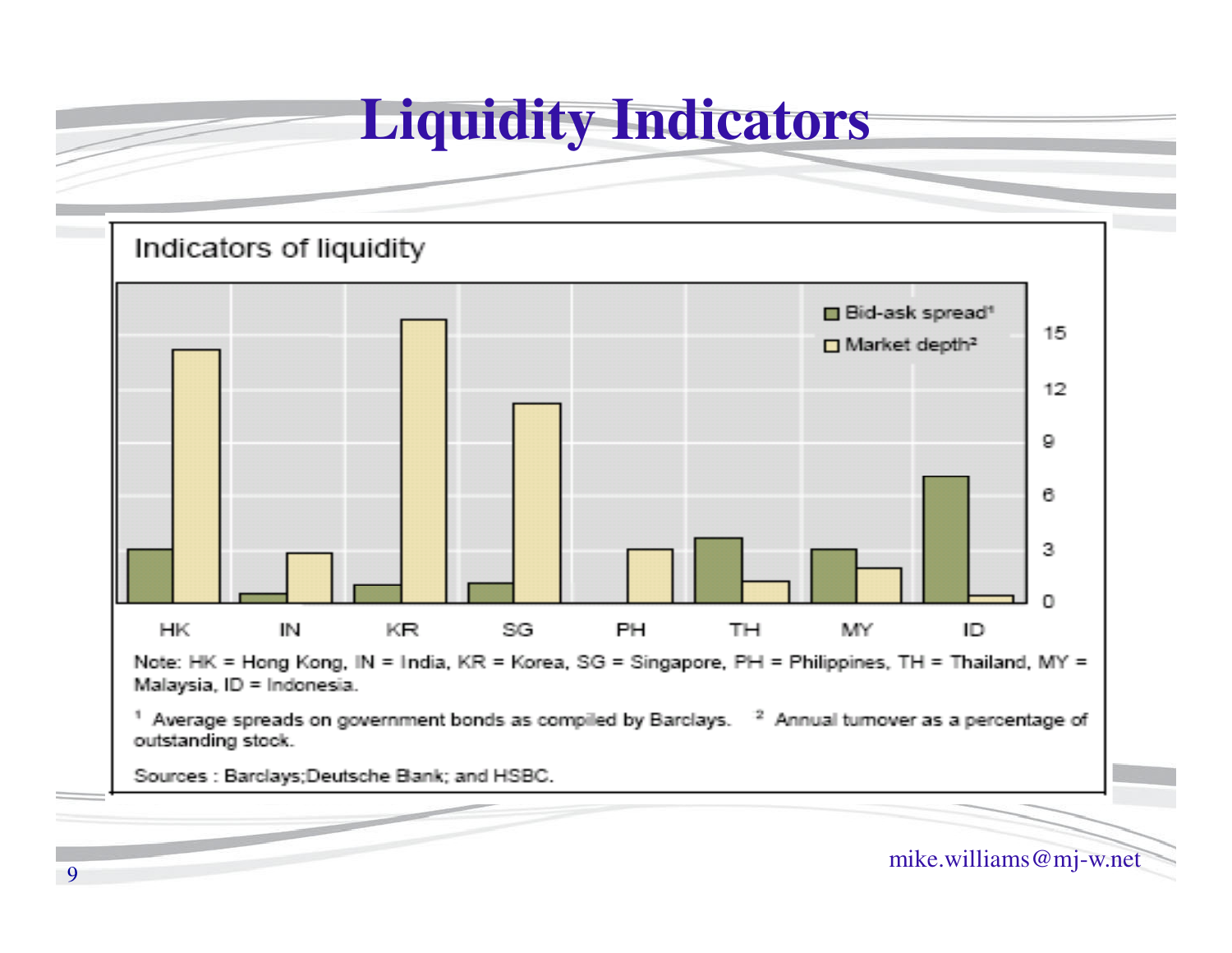# Liquidity Indicators

Indicators of liquidity

Note: HK = Hong Kong, IN = India, KR = Korea, SG = Singapore, PH = Philippines, TH = Thailand, MY = Malaysia, ID = Indonesia.

[1] Average spreads on government bonds as compiled by Barclays. [2] Annual turnover as a percentage of outstanding stock.

Sources : Barclays;Deutsche Bank; and HSBC.

mike.williams@mj-w.net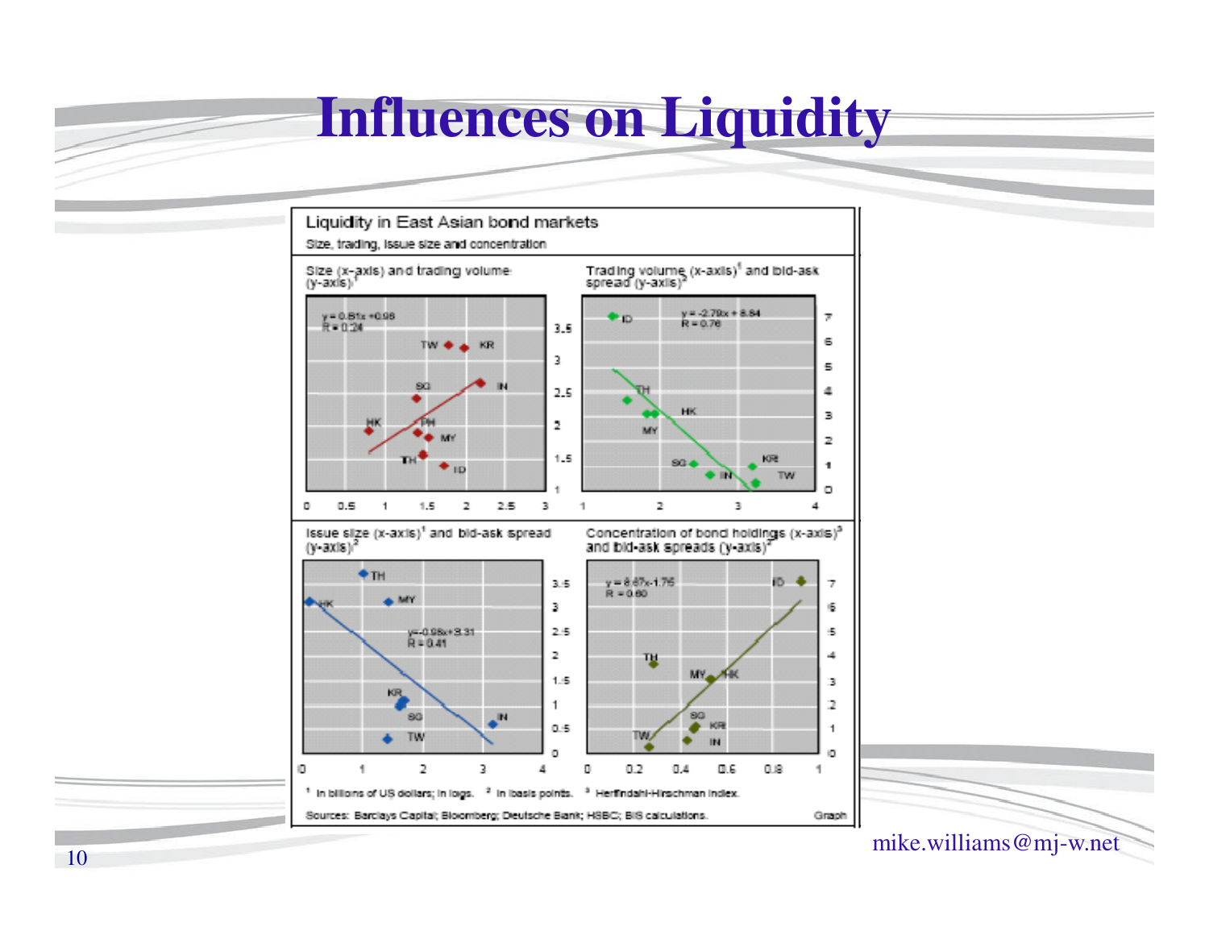# Influences on Liquidity

**Liquidity in East Asian bond markets**

Size, trading, issue size and concentration

Size (x-axis) and trading volume (y-axis)[1]

$y = 0.81x + 0.98$
$R = 0.24$

Trading volume (x-axis)[1] and bid-ask spread (y-axis)[2]

$y = -2.79x + 8.84$
$R = 0.76$

Issue size (x-axis)[1] and bid-ask spread (y-axis)[2]

$y = -0.98x + 3.31$
$R = 0.41$

Concentration of bond holdings (x-axis)[3] and bid-ask spreads (y-axis)[2]

$y = 8.67x - 1.75$
$R = 0.80$

[1] In billions of US dollars; in logs. [2] In basis points. [3] Herfindahl-Hirschman Index.

Sources: Barclays Capital; Bloomberg; Deutsche Bank; HSBC; BIS calculations.

mike.williams@mj-w.net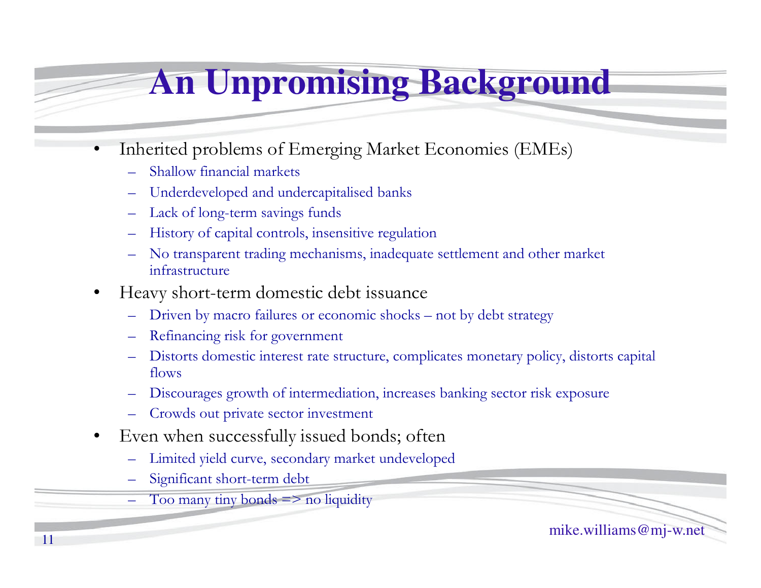# An Unpromising Background

- Inherited problems of Emerging Market Economies (EMEs)
  - Shallow financial markets
  - Underdeveloped and undercapitalised banks
  - Lack of long-term savings funds
  - History of capital controls, insensitive regulation
  - No transparent trading mechanisms, inadequate settlement and other market infrastructure
- Heavy short-term domestic debt issuance
  - Driven by macro failures or economic shocks – not by debt strategy
  - Refinancing risk for government
  - Distorts domestic interest rate structure, complicates monetary policy, distorts capital flows
  - Discourages growth of intermediation, increases banking sector risk exposure
  - Crowds out private sector investment
- Even when successfully issued bonds; often
  - Limited yield curve, secondary market undeveloped
  - Significant short-term debt
  - Too many tiny bonds => no liquidity

mike.williams@mj-w.net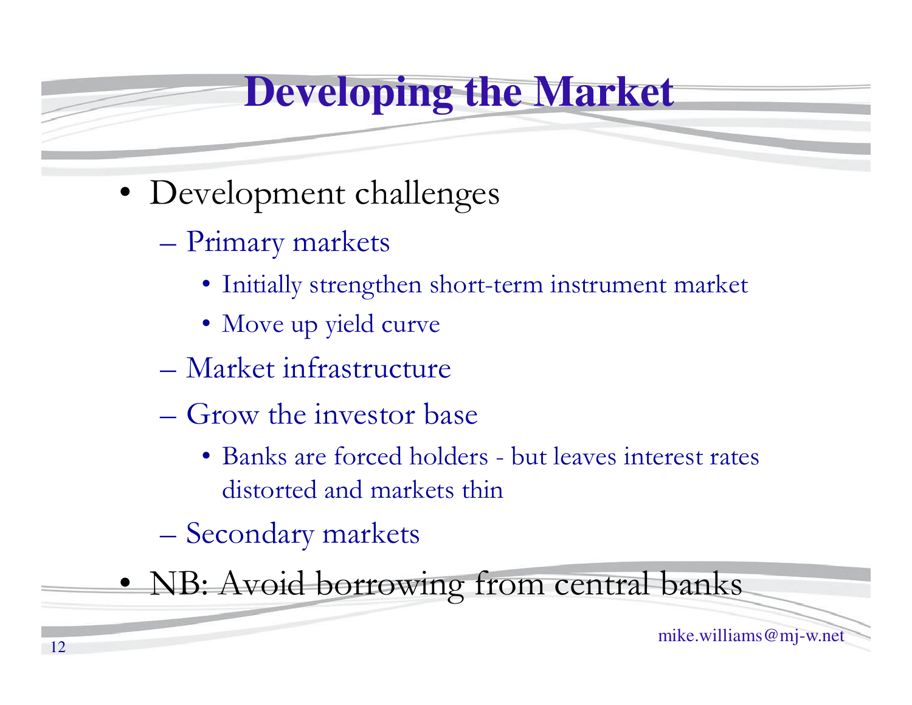# Developing the Market

- Development challenges
  - Primary markets
    - Initially strengthen short-term instrument market
    - Move up yield curve
  - Market infrastructure
  - Grow the investor base
    - Banks are forced holders - but leaves interest rates distorted and markets thin
  - Secondary markets
- NB: Avoid borrowing from central banks

mike.williams@mj-w.net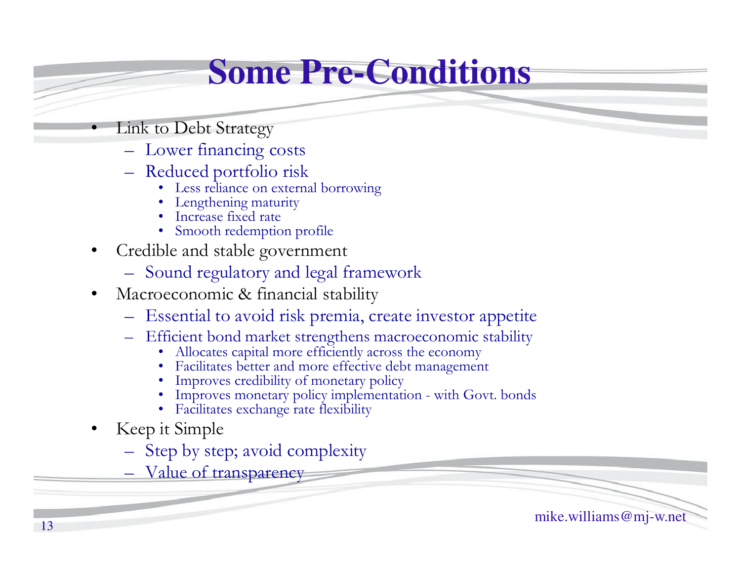# Some Pre-Conditions

- Link to Debt Strategy
  - Lower financing costs
  - Reduced portfolio risk
    - Less reliance on external borrowing
    - Lengthening maturity
    - Increase fixed rate
    - Smooth redemption profile
- Credible and stable government
  - Sound regulatory and legal framework
- Macroeconomic & financial stability
  - Essential to avoid risk premia, create investor appetite
  - Efficient bond market strengthens macroeconomic stability
    - Allocates capital more efficiently across the economy
    - Facilitates better and more effective debt management
    - Improves credibility of monetary policy
    - Improves monetary policy implementation - with Govt. bonds
    - Facilitates exchange rate flexibility
- Keep it Simple
  - Step by step; avoid complexity
  - Value of transparency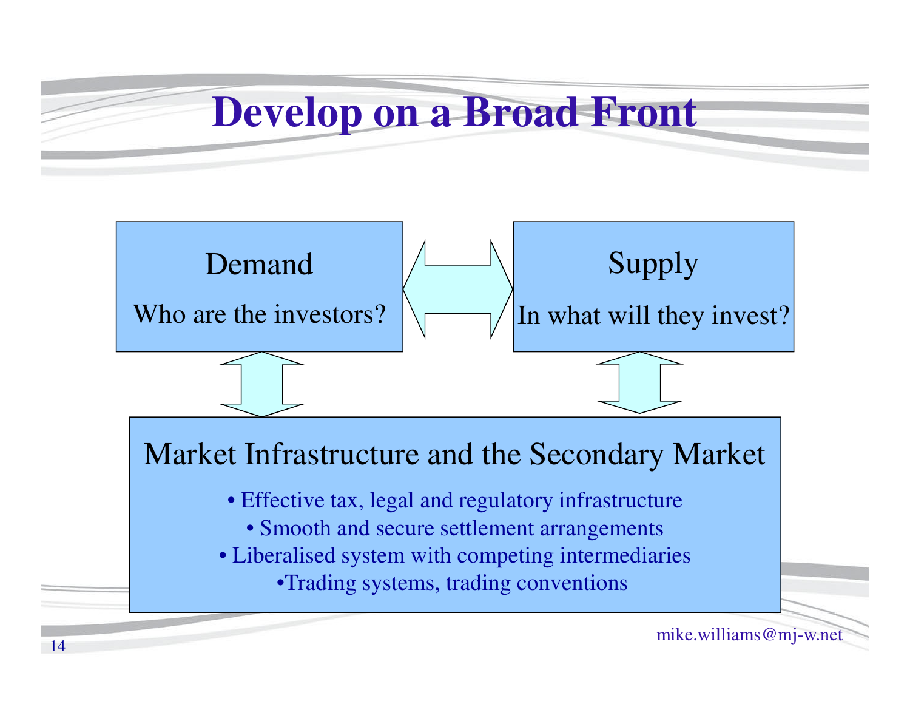# Develop on a Broad Front

**Demand**

Who are the investors?

**Supply**

In what will they invest?

**Market Infrastructure and the Secondary Market**

- Effective tax, legal and regulatory infrastructure
- Smooth and secure settlement arrangements
- Liberalised system with competing intermediaries
- Trading systems, trading conventions

mike.williams@mj-w.net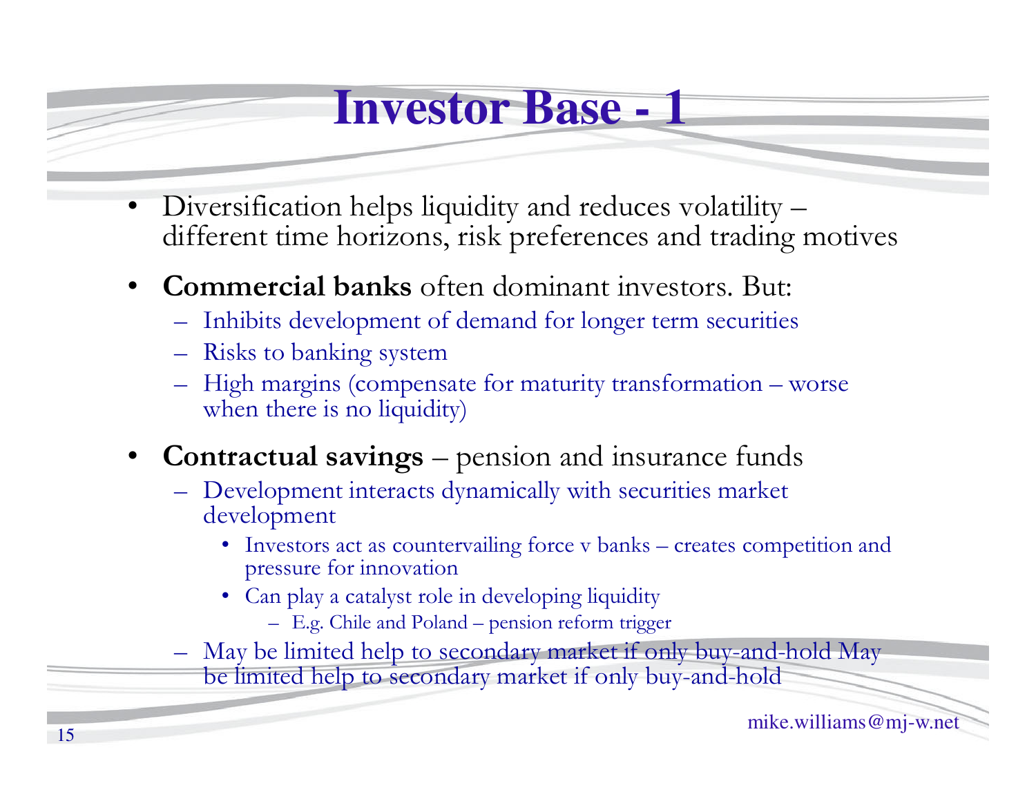# Investor Base - 1

- Diversification helps liquidity and reduces volatility – different time horizons, risk preferences and trading motives
- **Commercial banks** often dominant investors. But:
  - Inhibits development of demand for longer term securities
  - Risks to banking system
  - High margins (compensate for maturity transformation – worse when there is no liquidity)
- **Contractual savings** – pension and insurance funds
  - Development interacts dynamically with securities market development
    - Investors act as countervailing force v banks – creates competition and pressure for innovation
    - Can play a catalyst role in developing liquidity
      - E.g. Chile and Poland – pension reform trigger
  - May be limited help to secondary market if only buy-and-hold May be limited help to secondary market if only buy-and-hold

mike.williams@mj-w.net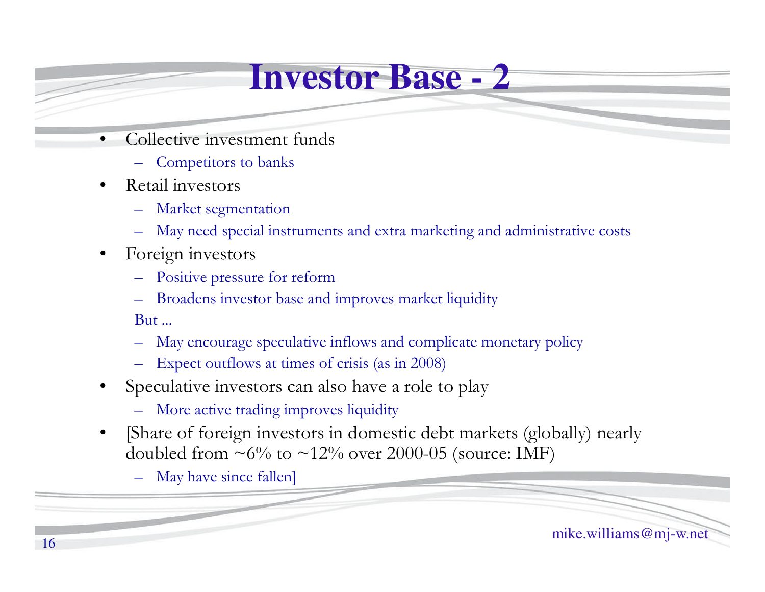# Investor Base - 2

- Collective investment funds
  - Competitors to banks
- Retail investors
  - Market segmentation
  - May need special instruments and extra marketing and administrative costs
- Foreign investors
  - Positive pressure for reform
  - Broadens investor base and improves market liquidity

  But ...

  - May encourage speculative inflows and complicate monetary policy
  - Expect outflows at times of crisis (as in 2008)
- Speculative investors can also have a role to play
  - More active trading improves liquidity
- [Share of foreign investors in domestic debt markets (globally) nearly doubled from ~6% to ~12% over 2000-05 (source: IMF)
  - May have since fallen]

mike.williams@mj-w.net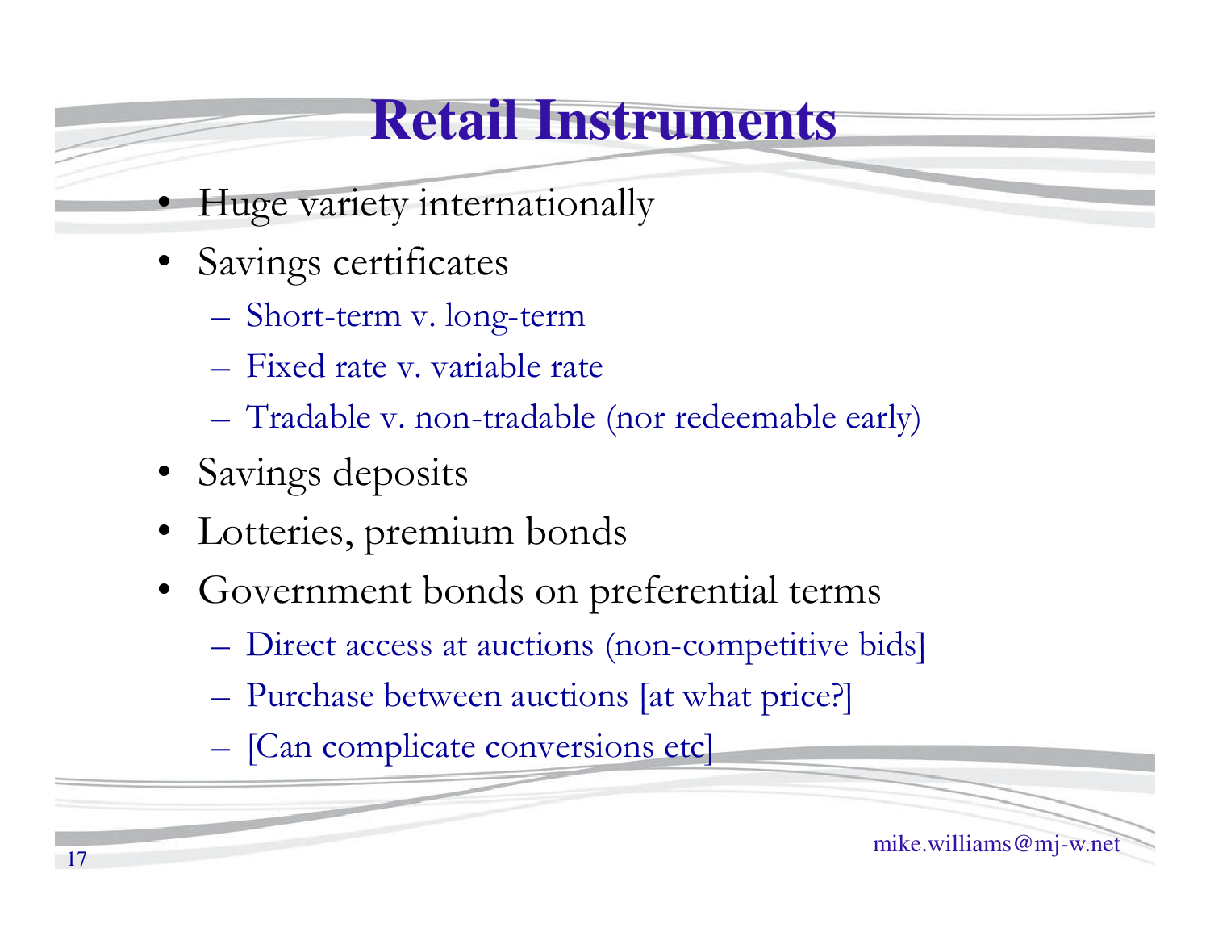# Retail Instruments

- Huge variety internationally
- Savings certificates
  - Short-term v. long-term
  - Fixed rate v. variable rate
  - Tradable v. non-tradable (nor redeemable early)
- Savings deposits
- Lotteries, premium bonds
- Government bonds on preferential terms
  - Direct access at auctions (non-competitive bids]
  - Purchase between auctions [at what price?]
  - [Can complicate conversions etc]

mike.williams@mj-w.net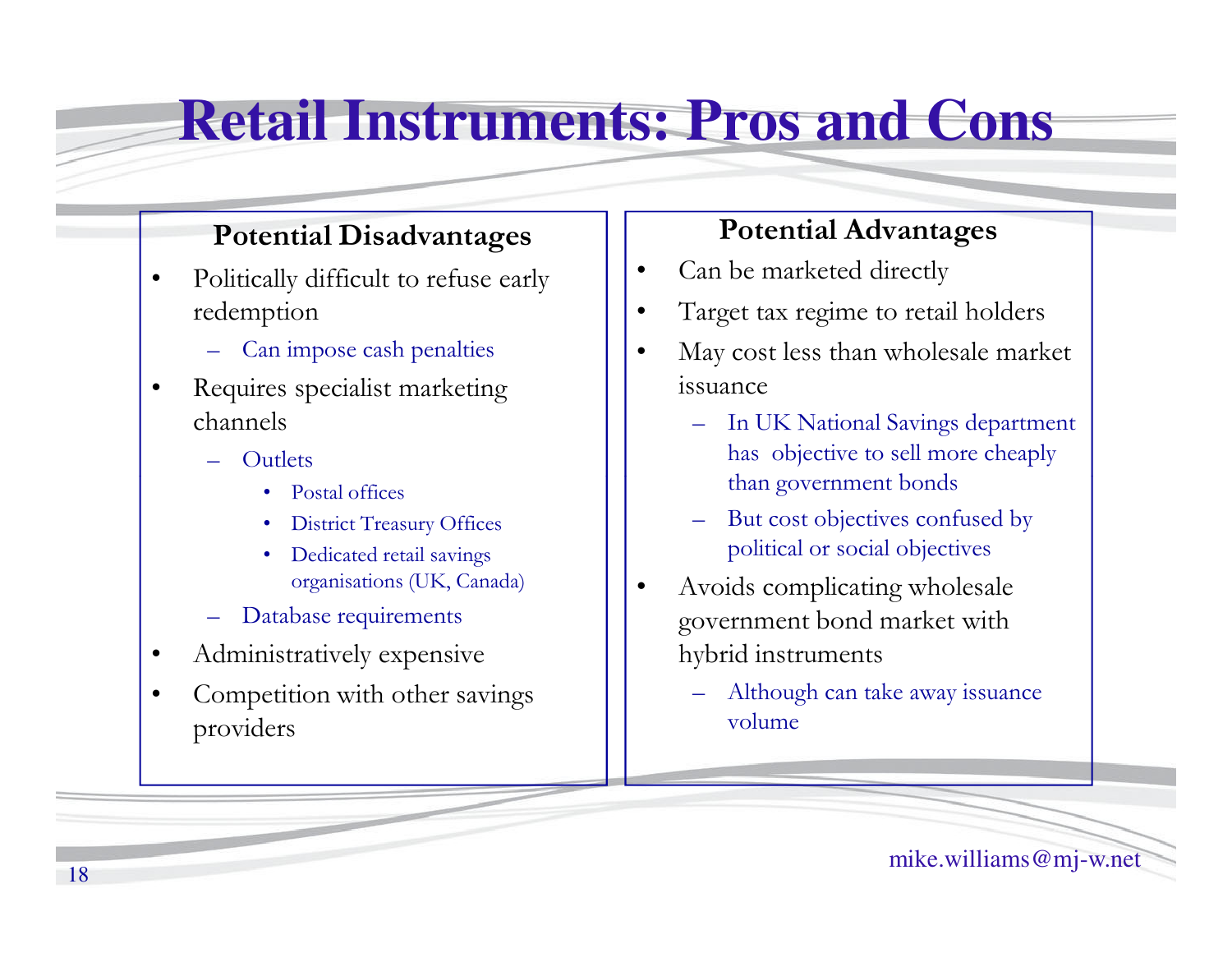# Retail Instruments: Pros and Cons

## Potential Disadvantages

- Politically difficult to refuse early redemption
  - Can impose cash penalties
- Requires specialist marketing channels
  - Outlets
    - Postal offices
    - District Treasury Offices
    - Dedicated retail savings organisations (UK, Canada)
  - Database requirements
- Administratively expensive
- Competition with other savings providers

## Potential Advantages

- Can be marketed directly
- Target tax regime to retail holders
- May cost less than wholesale market issuance
  - In UK National Savings department has objective to sell more cheaply than government bonds
  - But cost objectives confused by political or social objectives
- Avoids complicating wholesale government bond market with hybrid instruments
  - Although can take away issuance volume

mike.williams@mj-w.net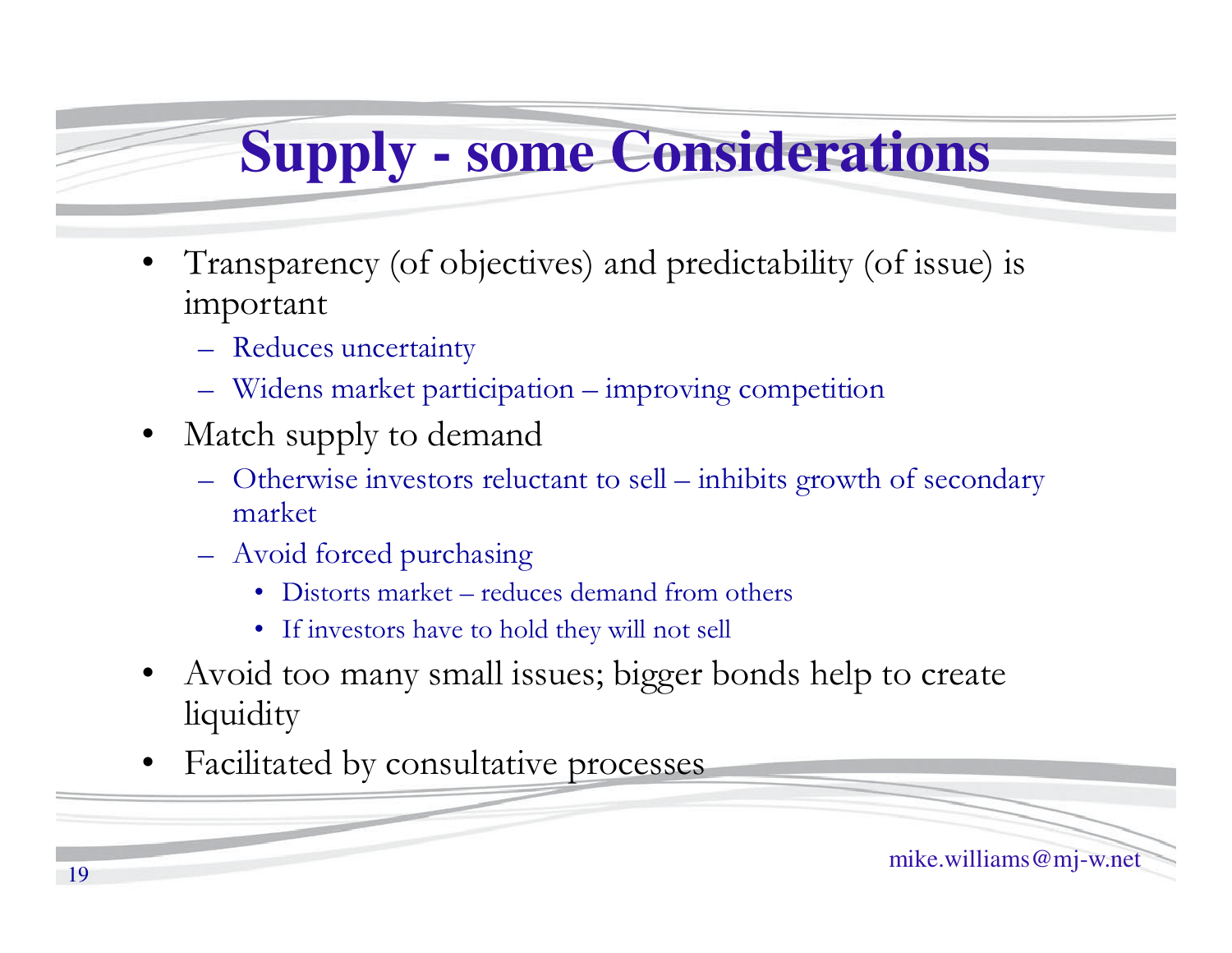# Supply - some Considerations

- Transparency (of objectives) and predictability (of issue) is important
  - Reduces uncertainty
  - Widens market participation – improving competition
- Match supply to demand
  - Otherwise investors reluctant to sell – inhibits growth of secondary market
  - Avoid forced purchasing
    - Distorts market – reduces demand from others
    - If investors have to hold they will not sell
- Avoid too many small issues; bigger bonds help to create liquidity
- Facilitated by consultative processes

mike.williams@mj-w.net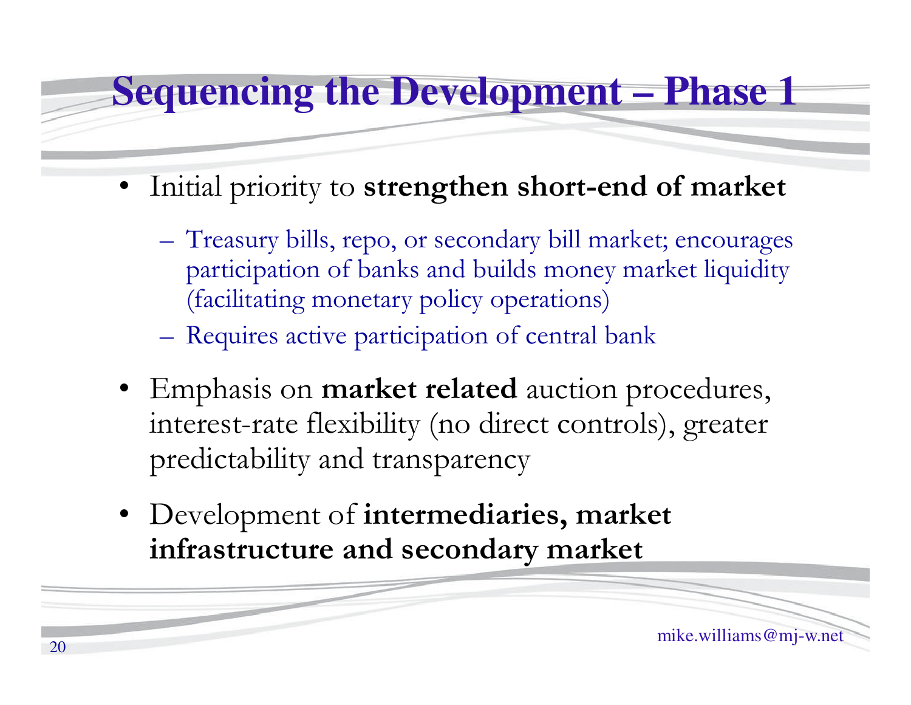# Sequencing the Development – Phase 1

- Initial priority to **strengthen short-end of market**
  - Treasury bills, repo, or secondary bill market; encourages participation of banks and builds money market liquidity (facilitating monetary policy operations)
  - Requires active participation of central bank
- Emphasis on **market related** auction procedures, interest-rate flexibility (no direct controls), greater predictability and transparency
- Development of **intermediaries, market infrastructure and secondary market**

mike.williams@mj-w.net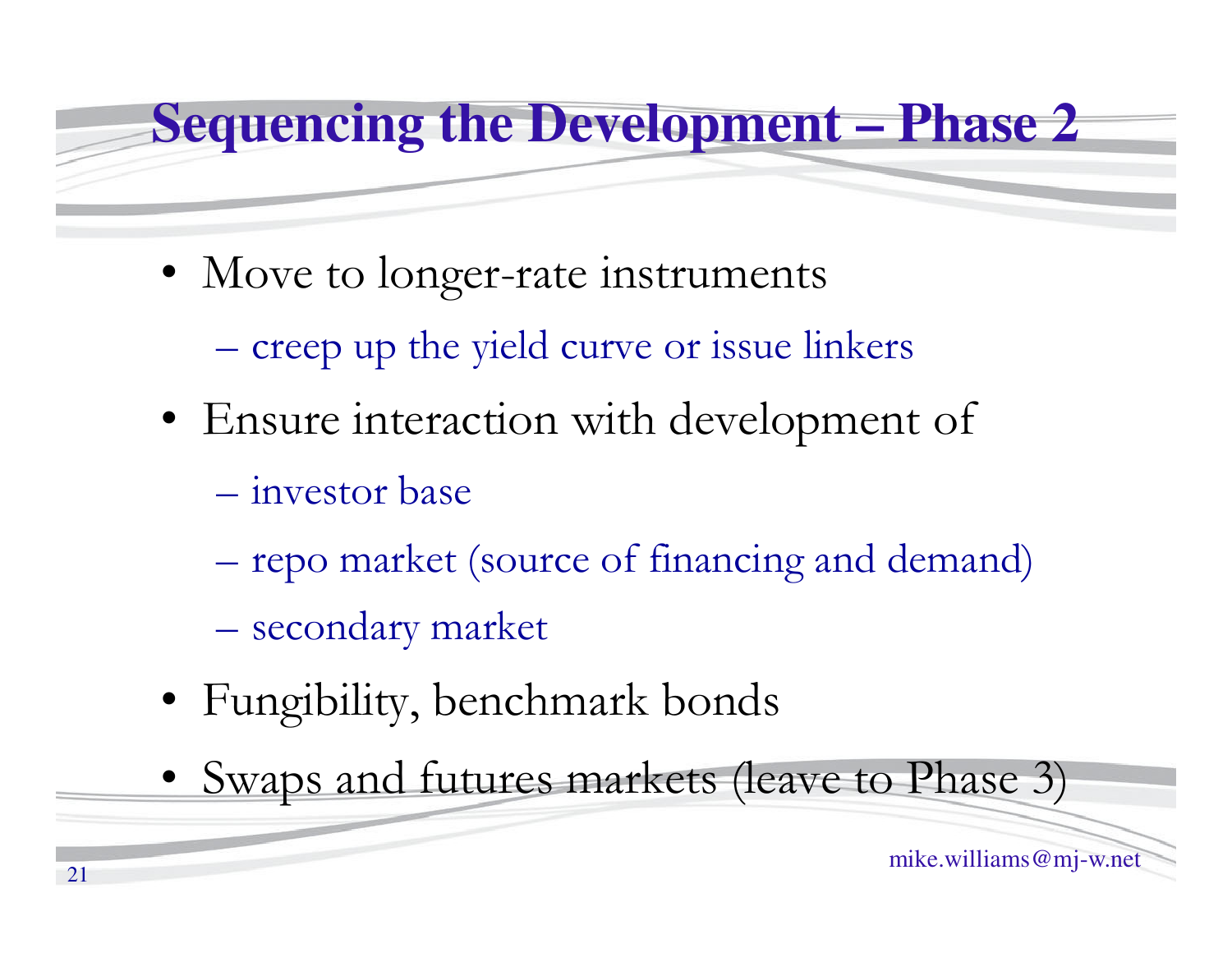# Sequencing the Development – Phase 2

- Move to longer-rate instruments
  - creep up the yield curve or issue linkers
- Ensure interaction with development of
  - investor base
  - repo market (source of financing and demand)
  - secondary market
- Fungibility, benchmark bonds
- Swaps and futures markets (leave to Phase 3)

mike.williams@mj-w.net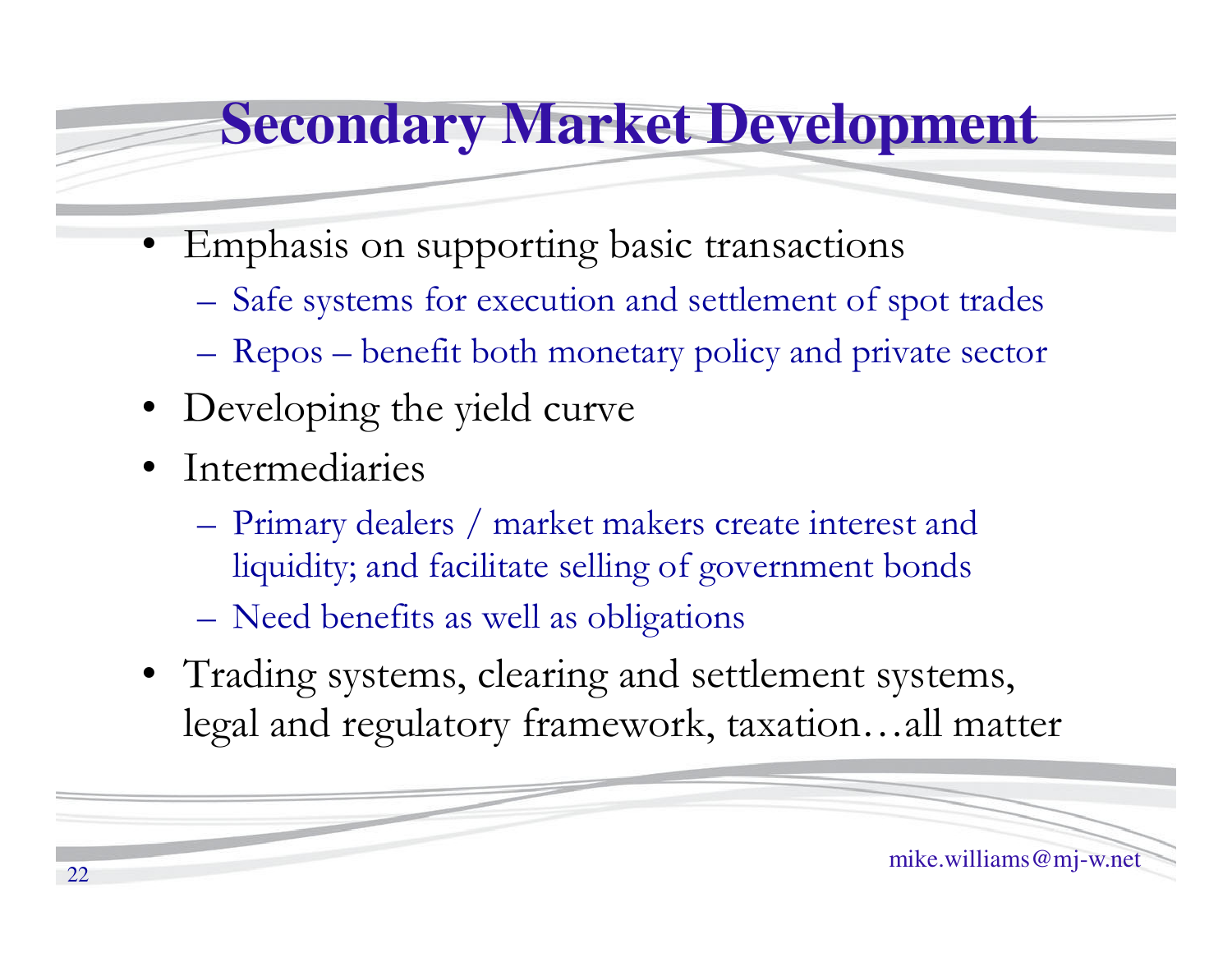# Secondary Market Development

- Emphasis on supporting basic transactions
  - Safe systems for execution and settlement of spot trades
  - Repos – benefit both monetary policy and private sector
- Developing the yield curve
- Intermediaries
  - Primary dealers / market makers create interest and liquidity; and facilitate selling of government bonds
  - Need benefits as well as obligations
- Trading systems, clearing and settlement systems, legal and regulatory framework, taxation…all matter

mike.williams@mj-w.net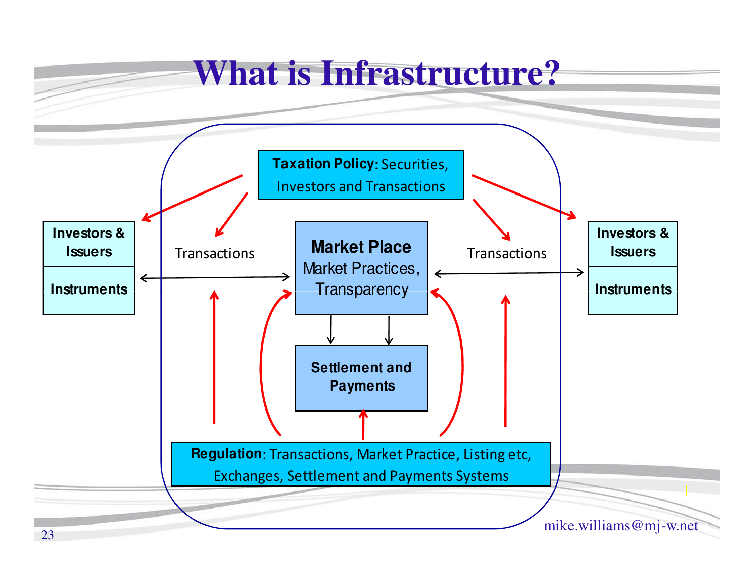# What is Infrastructure?

**Taxation Policy**: Securities, Investors and Transactions

**Investors & Issuers**

**Instruments**

Transactions

**Market Place**
Market Practices, Transparency

Transactions

**Investors & Issuers**

**Instruments**

**Settlement and Payments**

**Regulation**: Transactions, Market Practice, Listing etc, Exchanges, Settlement and Payments Systems

mike.williams@mj-w.net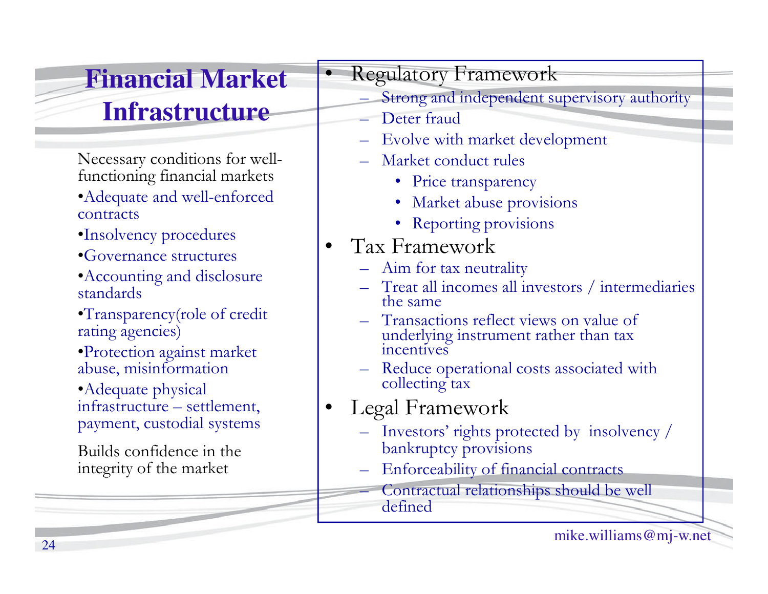# Financial Market Infrastructure

Necessary conditions for well-functioning financial markets

- Adequate and well-enforced contracts
- Insolvency procedures
- Governance structures
- Accounting and disclosure standards
- Transparency(role of credit rating agencies)
- Protection against market abuse, misinformation
- Adequate physical infrastructure – settlement, payment, custodial systems

Builds confidence in the integrity of the market

- Regulatory Framework
  - Strong and independent supervisory authority
  - Deter fraud
  - Evolve with market development
  - Market conduct rules
    - Price transparency
    - Market abuse provisions
    - Reporting provisions
- Tax Framework
  - Aim for tax neutrality
  - Treat all incomes all investors / intermediaries the same
  - Transactions reflect views on value of underlying instrument rather than tax incentives
  - Reduce operational costs associated with collecting tax
- Legal Framework
  - Investors' rights protected by insolvency / bankruptcy provisions
  - Enforceability of financial contracts
  - Contractual relationships should be well defined

mike.williams@mj-w.net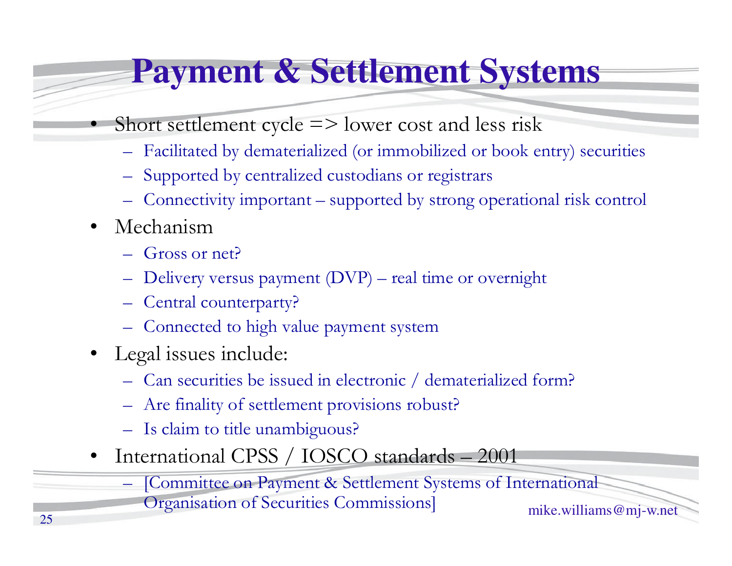# Payment & Settlement Systems

- Short settlement cycle => lower cost and less risk
  - Facilitated by dematerialized (or immobilized or book entry) securities
  - Supported by centralized custodians or registrars
  - Connectivity important – supported by strong operational risk control
- Mechanism
  - Gross or net?
  - Delivery versus payment (DVP) – real time or overnight
  - Central counterparty?
  - Connected to high value payment system
- Legal issues include:
  - Can securities be issued in electronic / dematerialized form?
  - Are finality of settlement provisions robust?
  - Is claim to title unambiguous?
- International CPSS / IOSCO standards – 2001
  - [Committee on Payment & Settlement Systems of International Organisation of Securities Commissions]

mike.williams@mj-w.net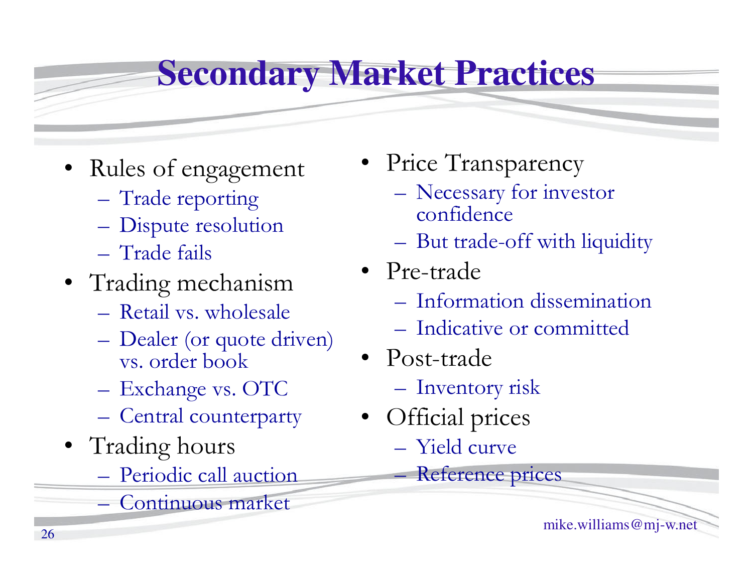# Secondary Market Practices

- Rules of engagement
  - Trade reporting
  - Dispute resolution
  - Trade fails
- Trading mechanism
  - Retail vs. wholesale
  - Dealer (or quote driven) vs. order book
  - Exchange vs. OTC
  - Central counterparty
- Trading hours
  - Periodic call auction
  - Continuous market
- Price Transparency
  - Necessary for investor confidence
  - But trade-off with liquidity
- Pre-trade
  - Information dissemination
  - Indicative or committed
- Post-trade
  - Inventory risk
- Official prices
  - Yield curve
  - Reference prices

mike.williams@mj-w.net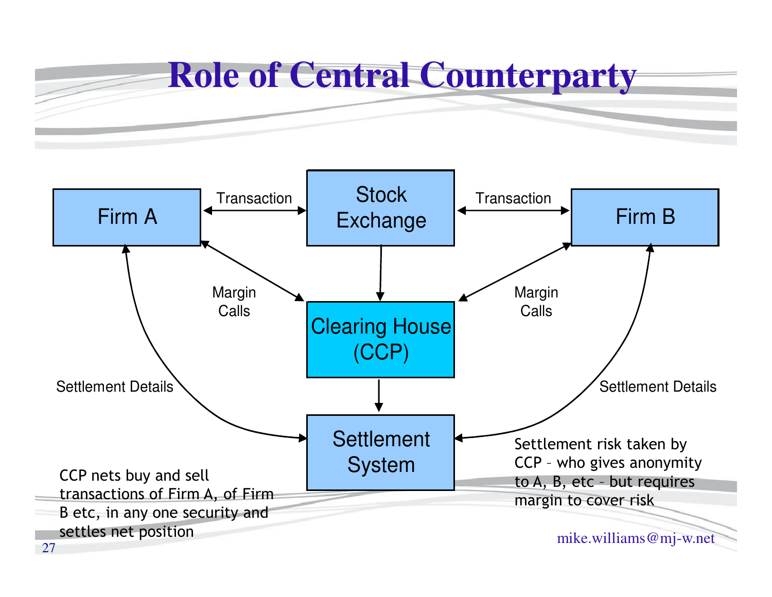# Role of Central Counterparty

Firm A ↔ (Transaction) ↔ Stock Exchange ↔ (Transaction) ↔ Firm B

Stock Exchange → Clearing House (CCP)

Firm A ↔ (Margin Calls) ↔ Clearing House (CCP) ↔ (Margin Calls) ↔ Firm B

Clearing House (CCP) → Settlement System

Firm A ↔ (Settlement Details) ↔ Settlement System ↔ (Settlement Details) ↔ Firm B

CCP nets buy and sell transactions of Firm A, of Firm B etc, in any one security and settles net position

Settlement risk taken by CCP – who gives anonymity to A, B, etc – but requires margin to cover risk

mike.williams@mj-w.net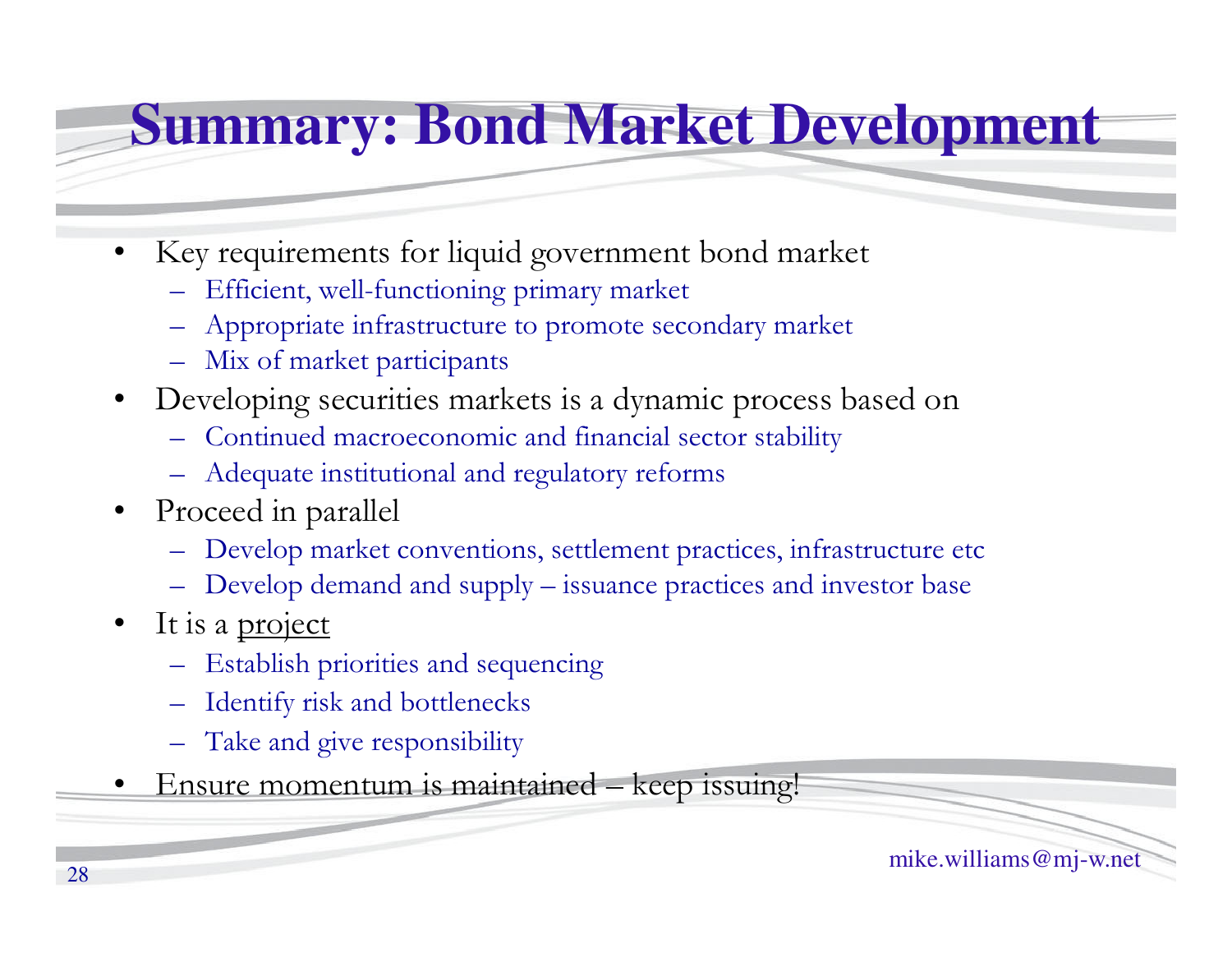# Summary: Bond Market Development

- Key requirements for liquid government bond market
  - Efficient, well-functioning primary market
  - Appropriate infrastructure to promote secondary market
  - Mix of market participants
- Developing securities markets is a dynamic process based on
  - Continued macroeconomic and financial sector stability
  - Adequate institutional and regulatory reforms
- Proceed in parallel
  - Develop market conventions, settlement practices, infrastructure etc
  - Develop demand and supply – issuance practices and investor base
- It is a <u>project</u>
  - Establish priorities and sequencing
  - Identify risk and bottlenecks
  - Take and give responsibility
- Ensure momentum is maintained – keep issuing!

mike.williams@mj-w.net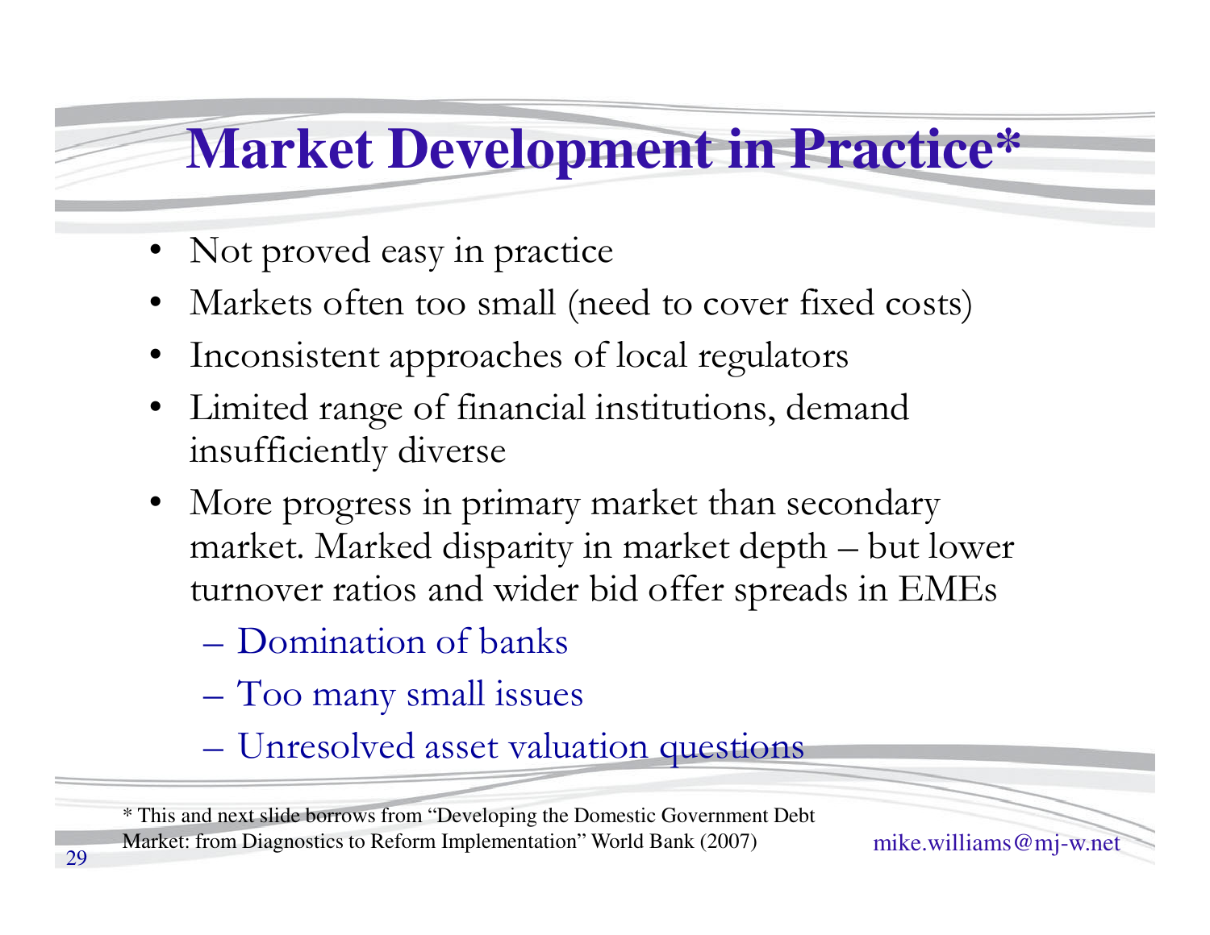# Market Development in Practice*

- Not proved easy in practice
- Markets often too small (need to cover fixed costs)
- Inconsistent approaches of local regulators
- Limited range of financial institutions, demand insufficiently diverse
- More progress in primary market than secondary market. Marked disparity in market depth – but lower turnover ratios and wider bid offer spreads in EMEs
  - Domination of banks
  - Too many small issues
  - Unresolved asset valuation questions

* This and next slide borrows from "Developing the Domestic Government Debt Market: from Diagnostics to Reform Implementation" World Bank (2007)

mike.williams@mj-w.net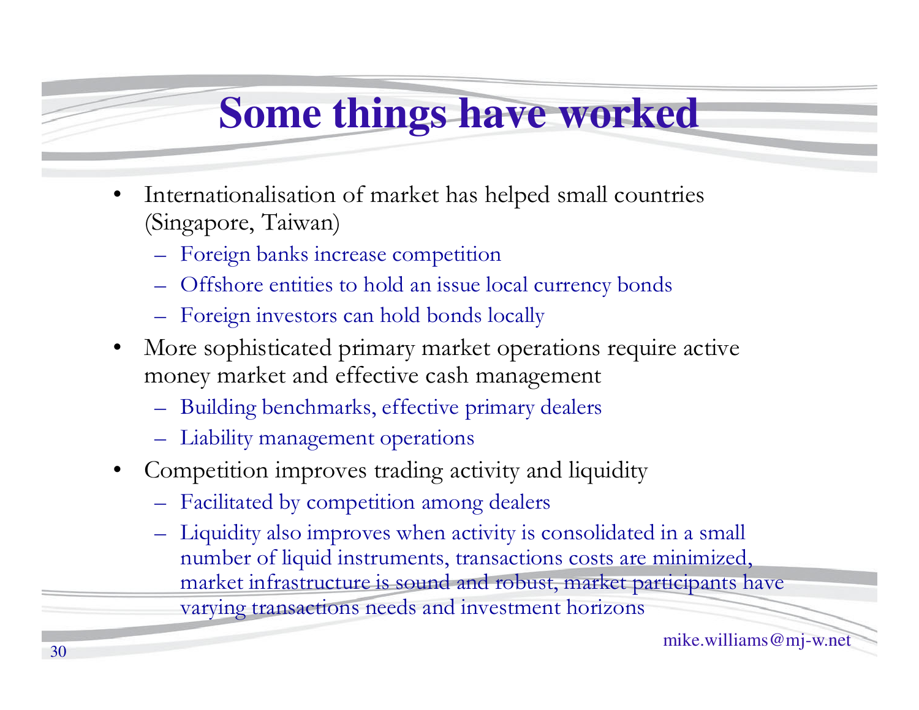# Some things have worked

- Internationalisation of market has helped small countries (Singapore, Taiwan)
  - Foreign banks increase competition
  - Offshore entities to hold an issue local currency bonds
  - Foreign investors can hold bonds locally
- More sophisticated primary market operations require active money market and effective cash management
  - Building benchmarks, effective primary dealers
  - Liability management operations
- Competition improves trading activity and liquidity
  - Facilitated by competition among dealers
  - Liquidity also improves when activity is consolidated in a small number of liquid instruments, transactions costs are minimized, market infrastructure is sound and robust, market participants have varying transactions needs and investment horizons

mike.williams@mj-w.net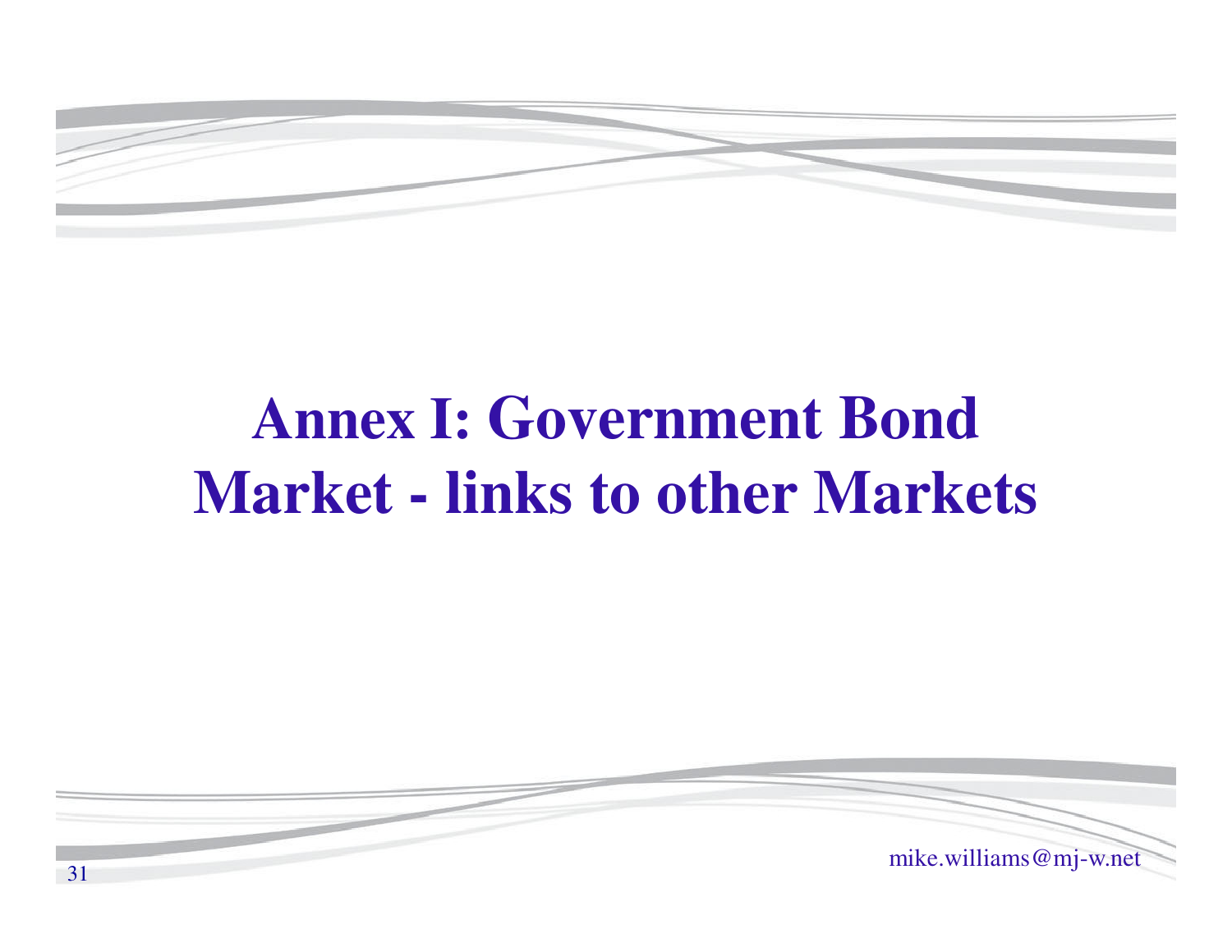# Annex I: Government Bond Market - links to other Markets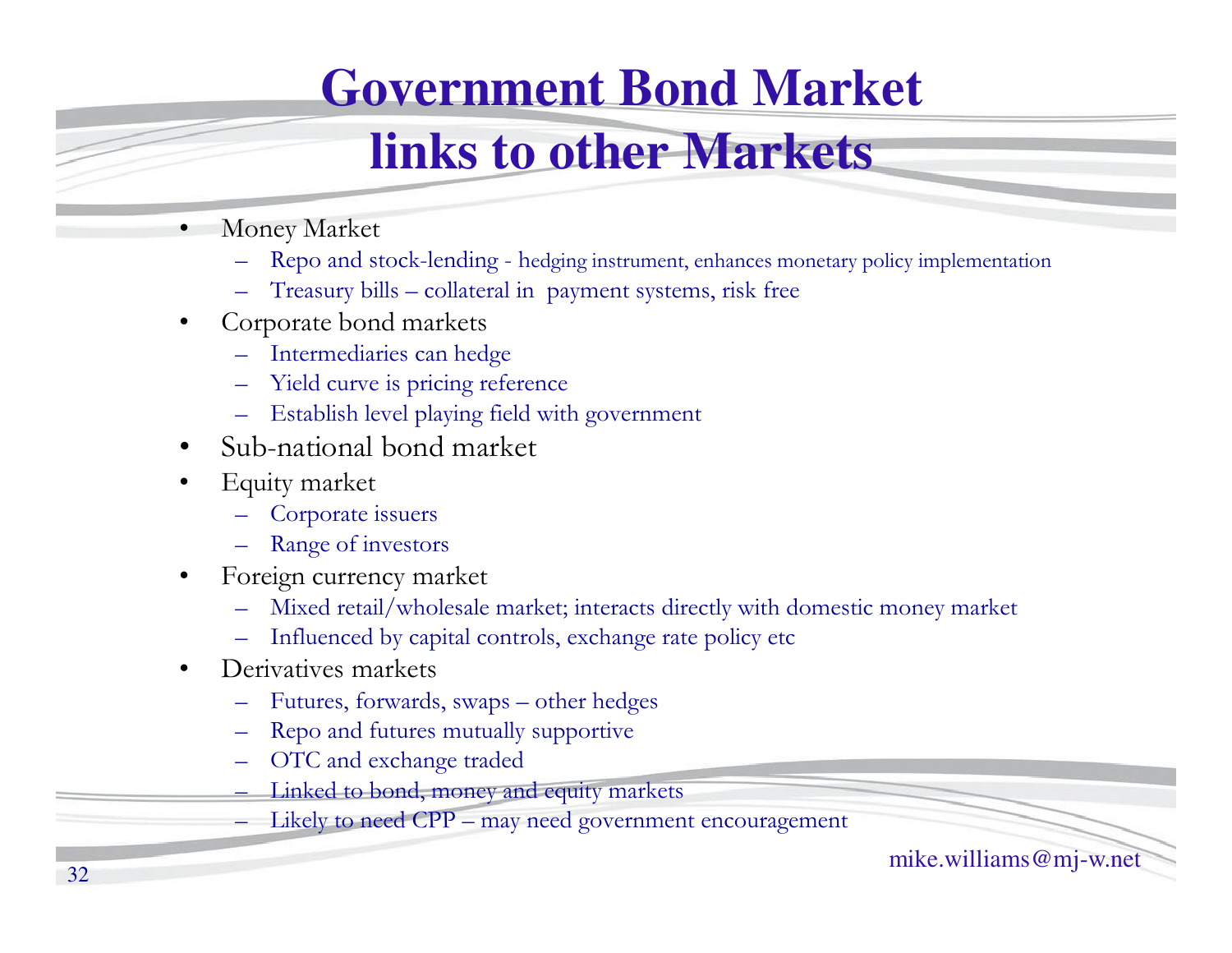# Government Bond Market links to other Markets

- Money Market
  - Repo and stock-lending - hedging instrument, enhances monetary policy implementation
  - Treasury bills – collateral in payment systems, risk free
- Corporate bond markets
  - Intermediaries can hedge
  - Yield curve is pricing reference
  - Establish level playing field with government
- Sub-national bond market
- Equity market
  - Corporate issuers
  - Range of investors
- Foreign currency market
  - Mixed retail/wholesale market; interacts directly with domestic money market
  - Influenced by capital controls, exchange rate policy etc
- Derivatives markets
  - Futures, forwards, swaps – other hedges
  - Repo and futures mutually supportive
  - OTC and exchange traded
  - Linked to bond, money and equity markets
  - Likely to need CPP – may need government encouragement

mike.williams@mj-w.net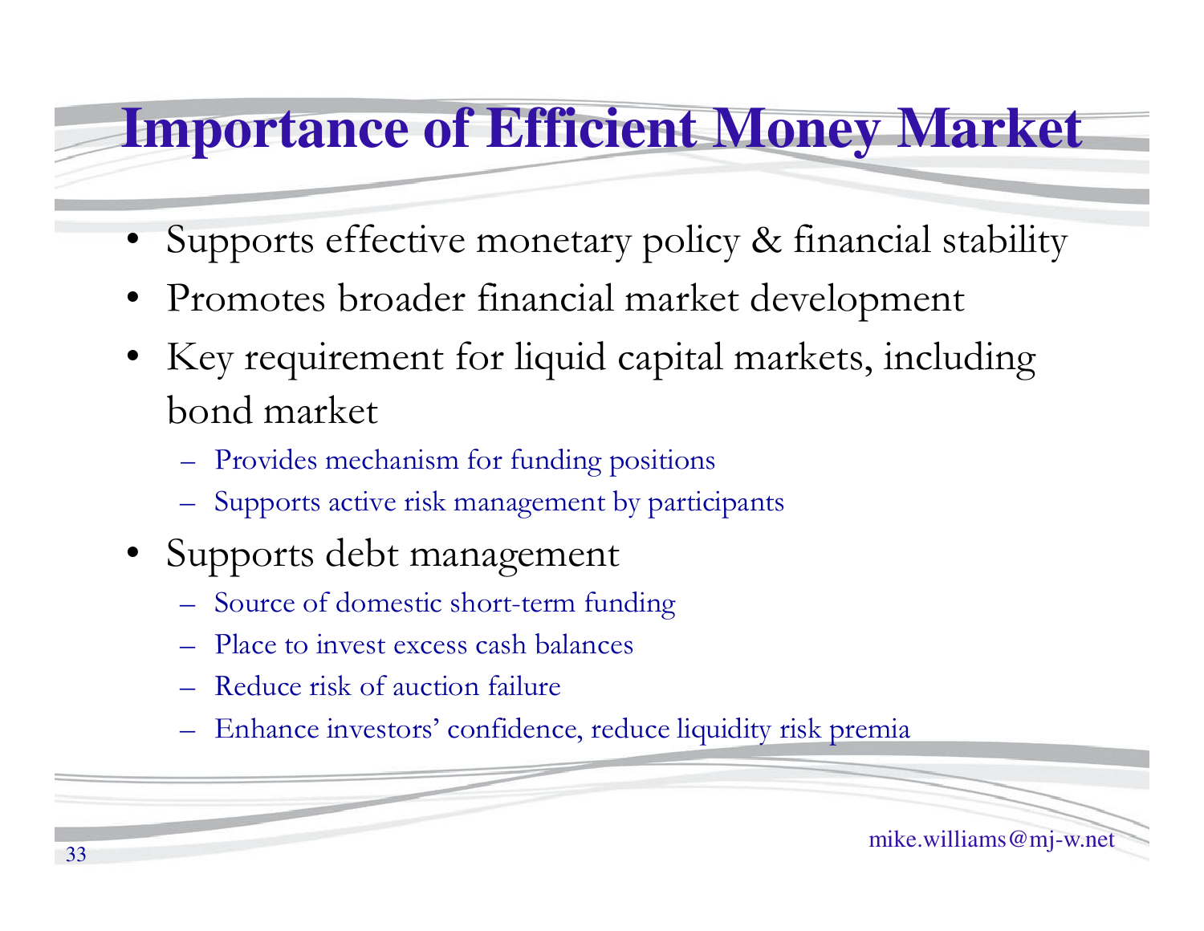# Importance of Efficient Money Market

- Supports effective monetary policy & financial stability
- Promotes broader financial market development
- Key requirement for liquid capital markets, including bond market
  - Provides mechanism for funding positions
  - Supports active risk management by participants
- Supports debt management
  - Source of domestic short-term funding
  - Place to invest excess cash balances
  - Reduce risk of auction failure
  - Enhance investors' confidence, reduce liquidity risk premia

mike.williams@mj-w.net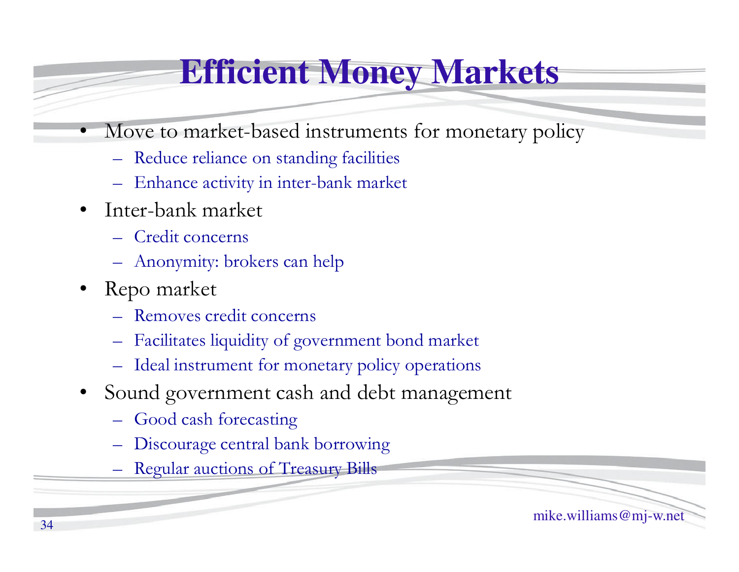# Efficient Money Markets

- Move to market-based instruments for monetary policy
  - Reduce reliance on standing facilities
  - Enhance activity in inter-bank market
- Inter-bank market
  - Credit concerns
  - Anonymity: brokers can help
- Repo market
  - Removes credit concerns
  - Facilitates liquidity of government bond market
  - Ideal instrument for monetary policy operations
- Sound government cash and debt management
  - Good cash forecasting
  - Discourage central bank borrowing
  - Regular auctions of Treasury Bills

mike.williams@mj-w.net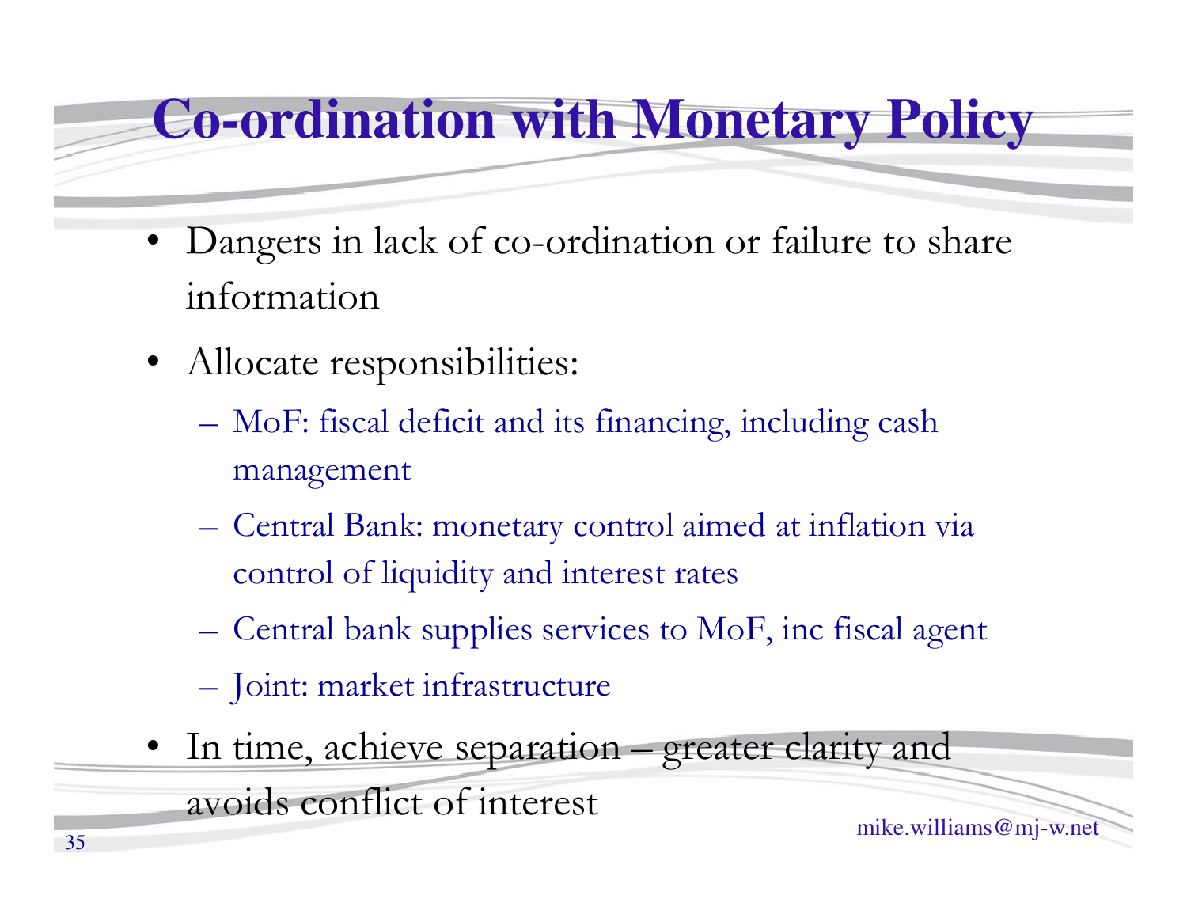# Co-ordination with Monetary Policy

- Dangers in lack of co-ordination or failure to share information
- Allocate responsibilities:
  - MoF: fiscal deficit and its financing, including cash management
  - Central Bank: monetary control aimed at inflation via control of liquidity and interest rates
  - Central bank supplies services to MoF, inc fiscal agent
  - Joint: market infrastructure
- In time, achieve separation – greater clarity and avoids conflict of interest

mike.williams@mj-w.net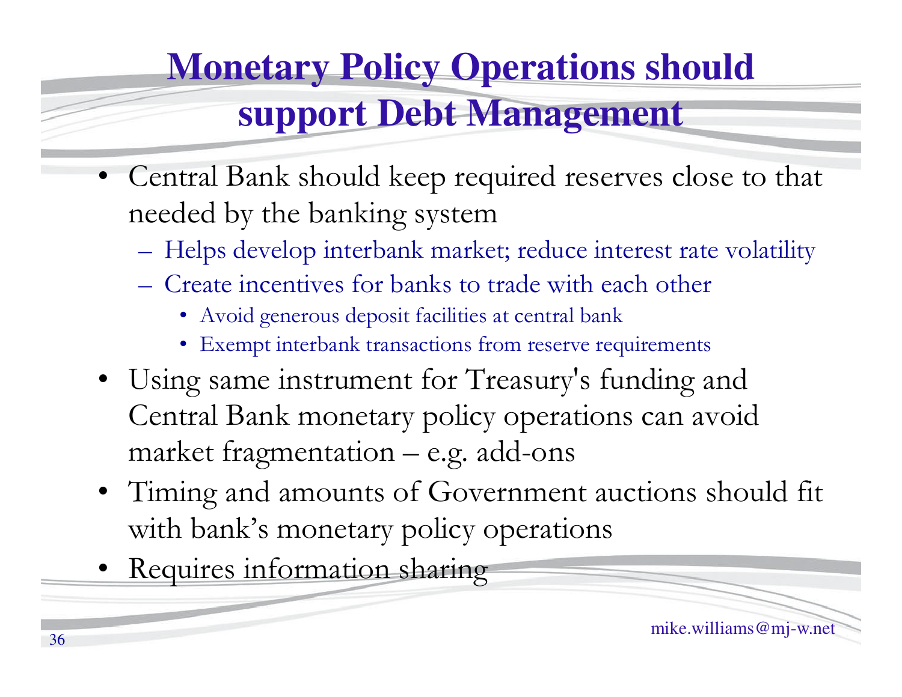# Monetary Policy Operations should support Debt Management

- Central Bank should keep required reserves close to that needed by the banking system
  - Helps develop interbank market; reduce interest rate volatility
  - Create incentives for banks to trade with each other
    - Avoid generous deposit facilities at central bank
    - Exempt interbank transactions from reserve requirements
- Using same instrument for Treasury's funding and Central Bank monetary policy operations can avoid market fragmentation – e.g. add-ons
- Timing and amounts of Government auctions should fit with bank's monetary policy operations
- Requires information sharing

mike.williams@mj-w.net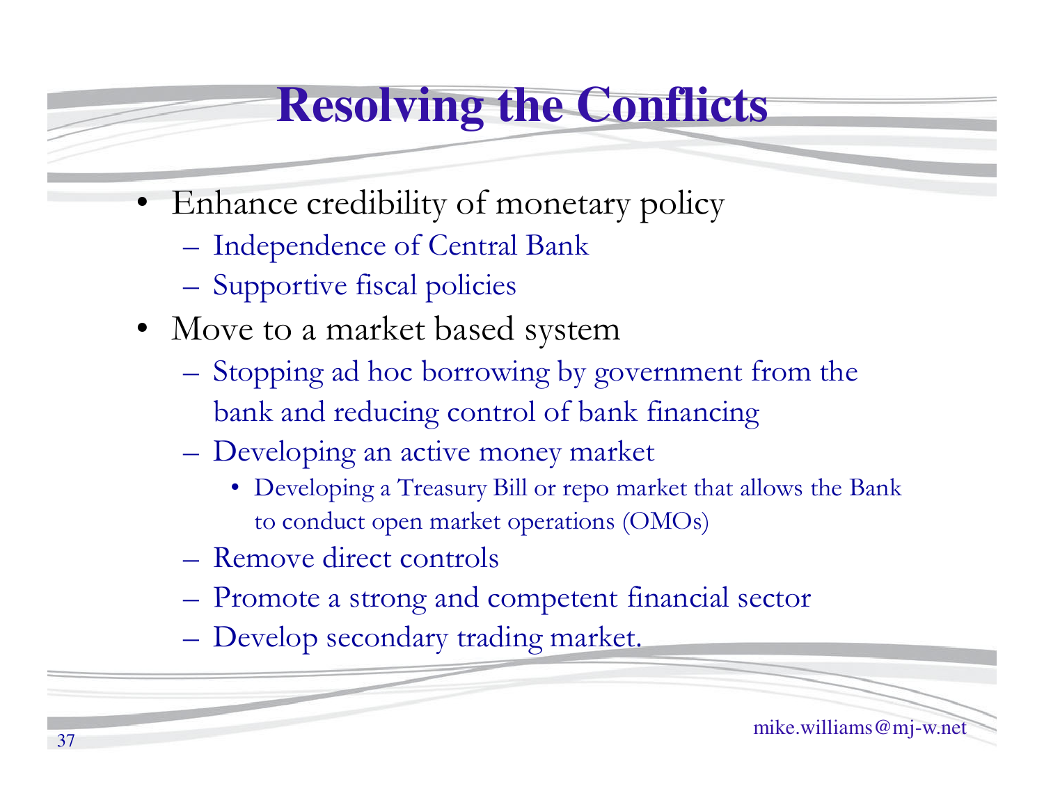# Resolving the Conflicts

- Enhance credibility of monetary policy
  - Independence of Central Bank
  - Supportive fiscal policies
- Move to a market based system
  - Stopping ad hoc borrowing by government from the bank and reducing control of bank financing
  - Developing an active money market
    - Developing a Treasury Bill or repo market that allows the Bank to conduct open market operations (OMOs)
  - Remove direct controls
  - Promote a strong and competent financial sector
  - Develop secondary trading market.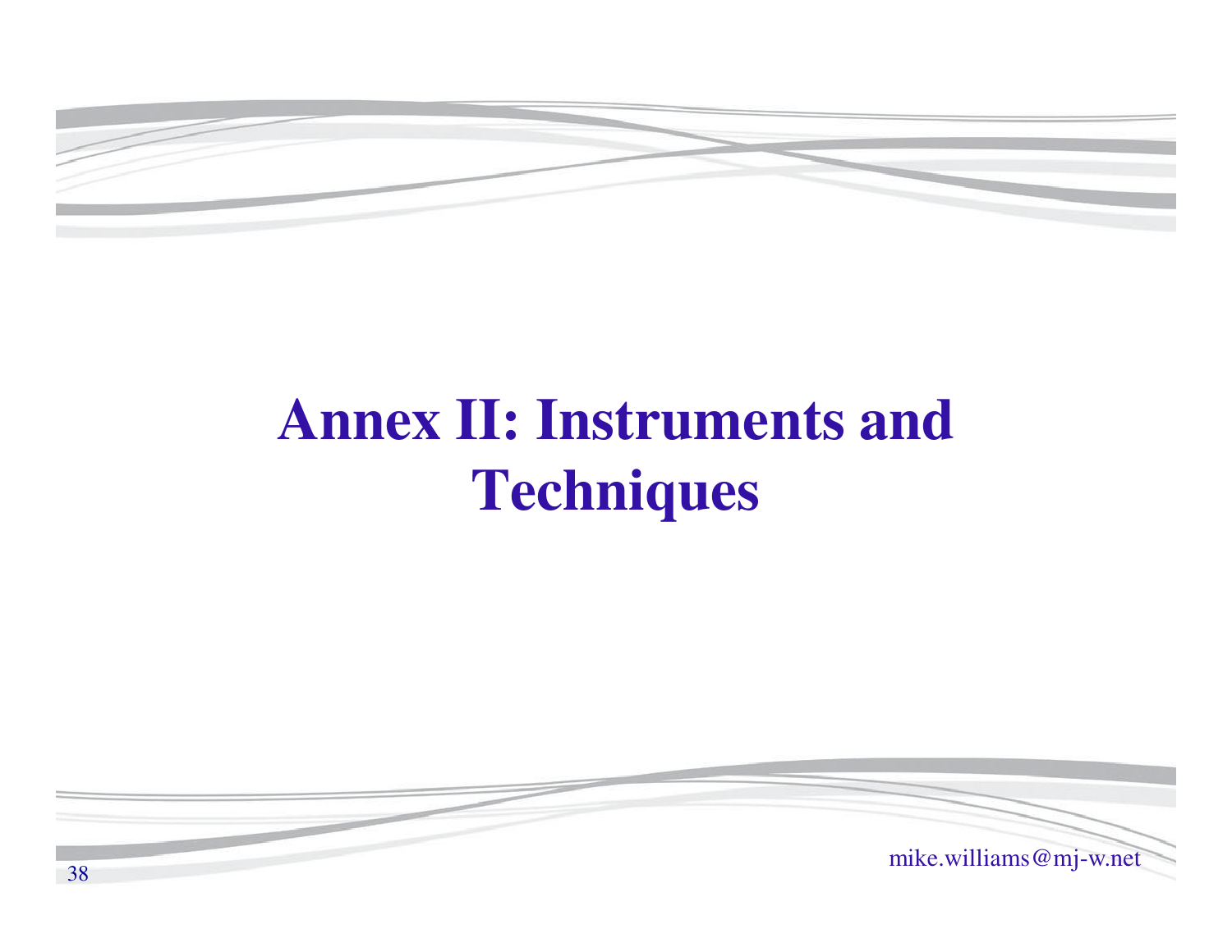# Annex II: Instruments and Techniques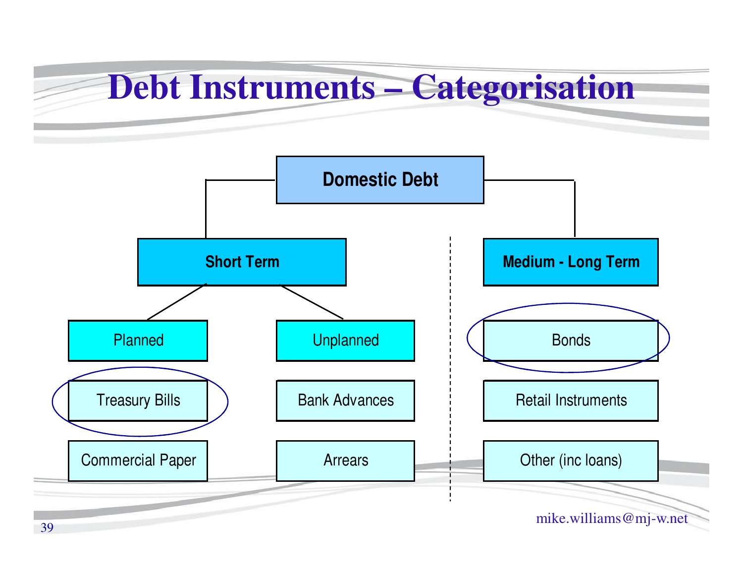# Debt Instruments – Categorisation

- **Domestic Debt**
  - **Short Term**
    - Planned
      - Treasury Bills
      - Commercial Paper
    - Unplanned
      - Bank Advances
      - Arrears
  - **Medium - Long Term**
    - Bonds
    - Retail Instruments
    - Other (inc loans)

mike.williams@mj-w.net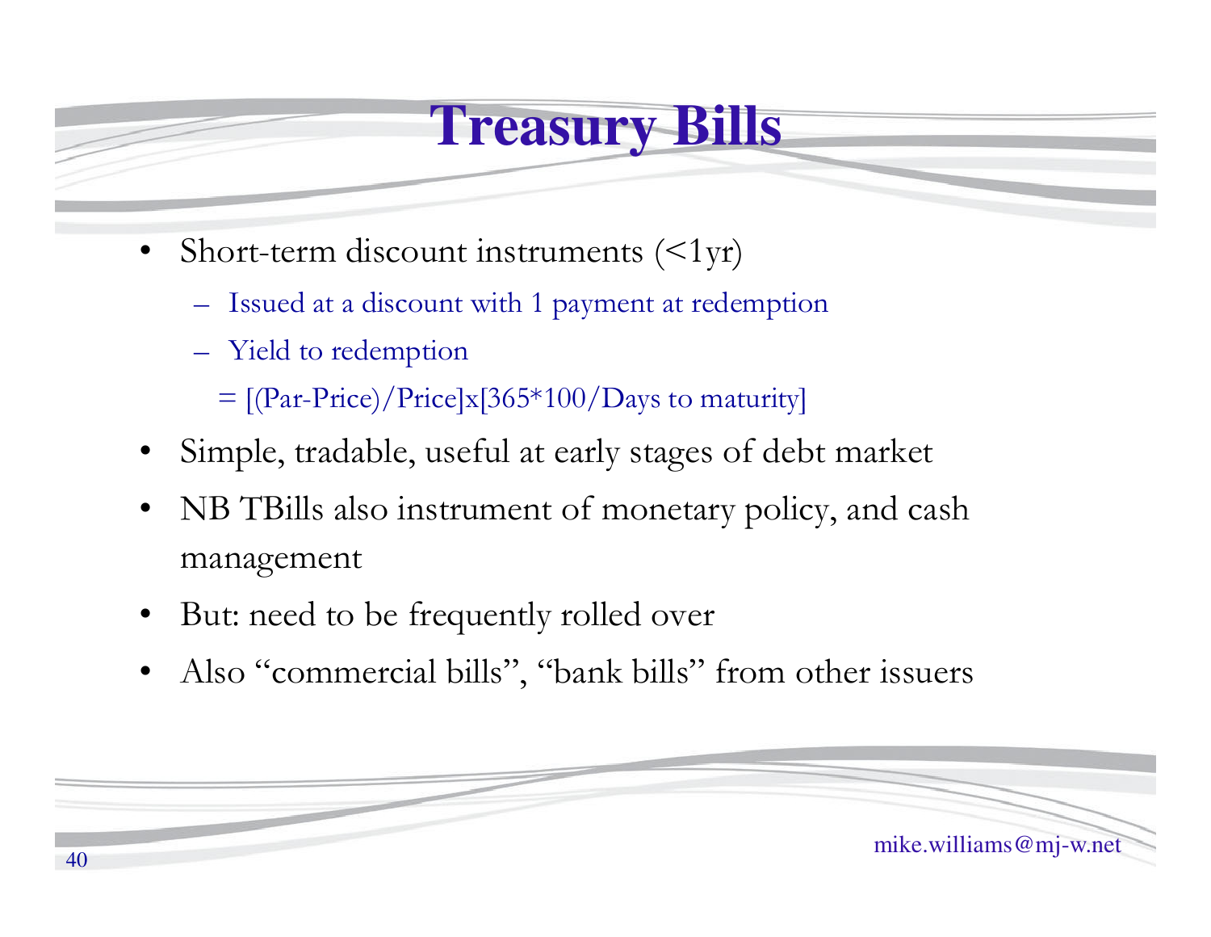# Treasury Bills

- Short-term discount instruments (<1yr)
  - Issued at a discount with 1 payment at redemption
  - Yield to redemption
    
    = [(Par-Price)/Price]x[365*100/Days to maturity]
- Simple, tradable, useful at early stages of debt market
- NB TBills also instrument of monetary policy, and cash management
- But: need to be frequently rolled over
- Also "commercial bills", "bank bills" from other issuers

mike.williams@mj-w.net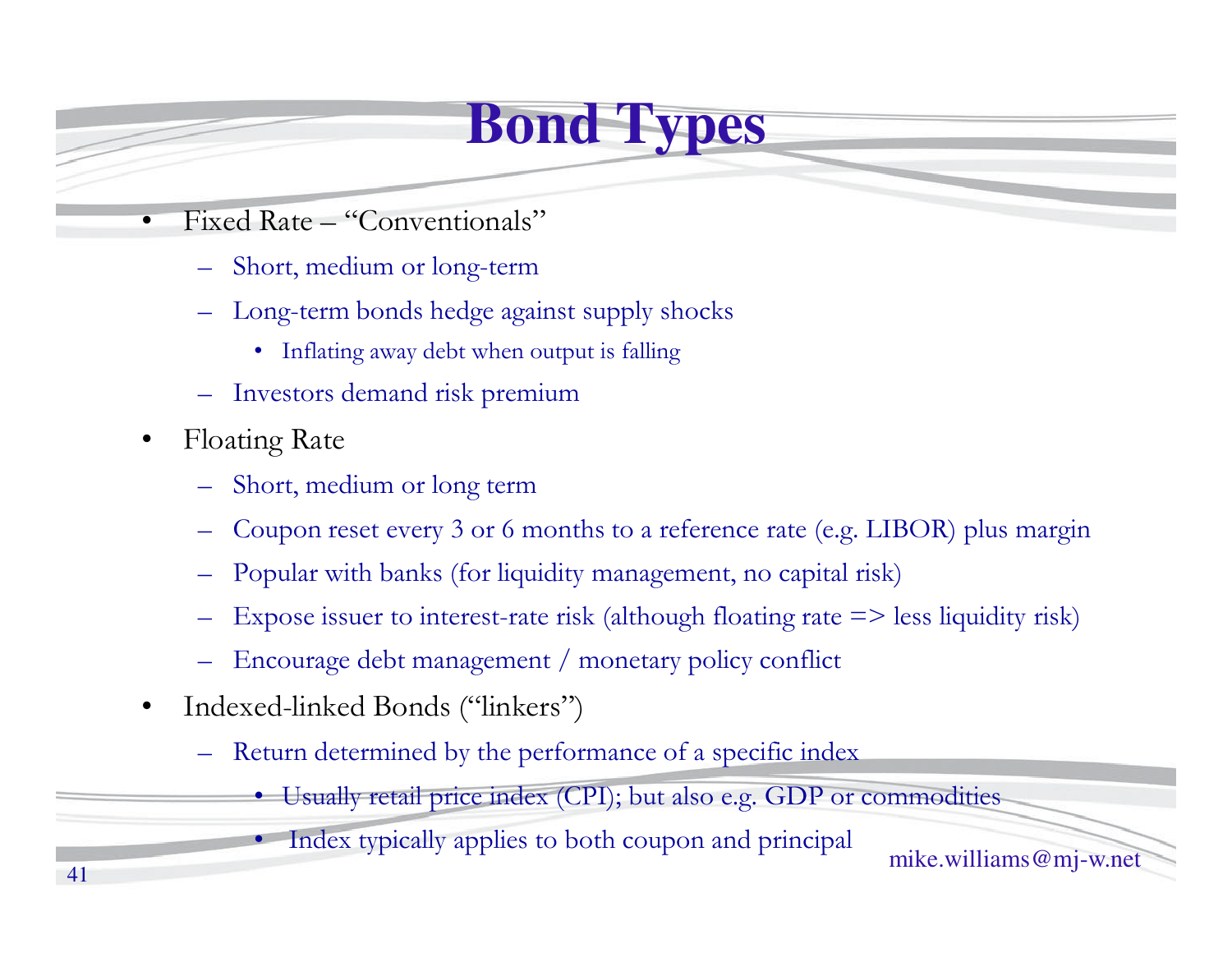# Bond Types

- Fixed Rate – "Conventionals"
  - Short, medium or long-term
  - Long-term bonds hedge against supply shocks
    - Inflating away debt when output is falling
  - Investors demand risk premium
- Floating Rate
  - Short, medium or long term
  - Coupon reset every 3 or 6 months to a reference rate (e.g. LIBOR) plus margin
  - Popular with banks (for liquidity management, no capital risk)
  - Expose issuer to interest-rate risk (although floating rate => less liquidity risk)
  - Encourage debt management / monetary policy conflict
- Indexed-linked Bonds ("linkers")
  - Return determined by the performance of a specific index
    - Usually retail price index (CPI); but also e.g. GDP or commodities
    - Index typically applies to both coupon and principal

mike.williams@mj-w.net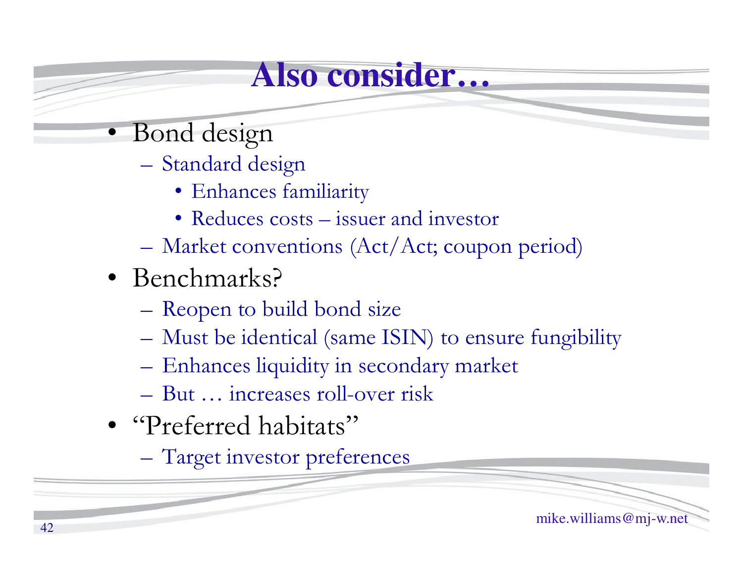# Also consider…

- Bond design
  - Standard design
    - Enhances familiarity
    - Reduces costs – issuer and investor
  - Market conventions (Act/Act; coupon period)
- Benchmarks?
  - Reopen to build bond size
  - Must be identical (same ISIN) to ensure fungibility
  - Enhances liquidity in secondary market
  - But … increases roll-over risk
- "Preferred habitats"
  - Target investor preferences

mike.williams@mj-w.net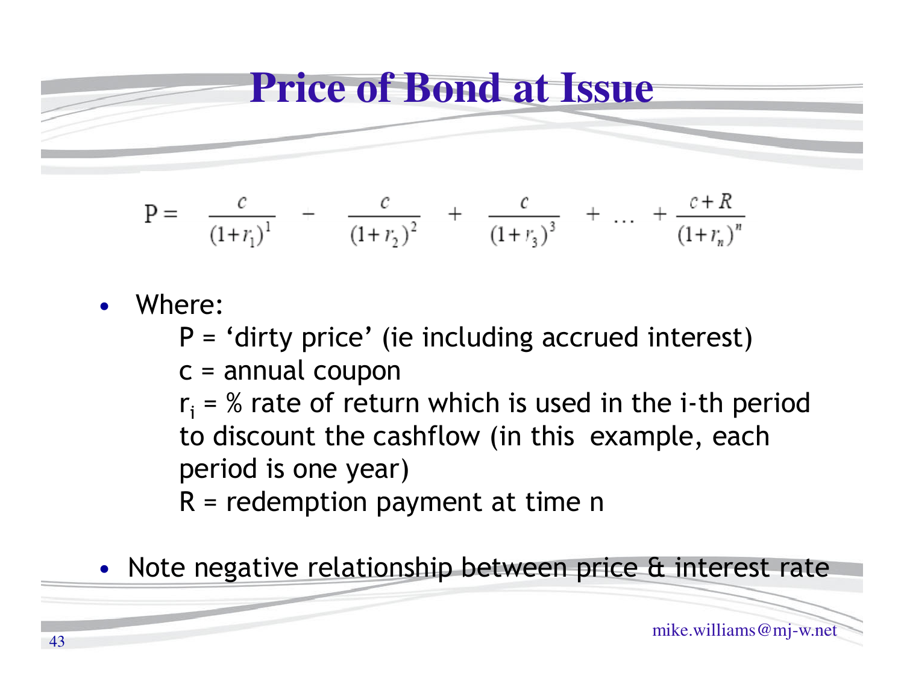# Price of Bond at Issue

$$P = \frac{c}{(1+r_1)^1} - \frac{c}{(1+r_2)^2} + \frac{c}{(1+r_3)^3} + \ldots + \frac{c+R}{(1+r_n)^n}$$

- Where:

  P = ‘dirty price’ (ie including accrued interest)

  c = annual coupon

  $r_i$ = % rate of return which is used in the i-th period to discount the cashflow (in this example, each period is one year)

  R = redemption payment at time n

- Note negative relationship between price & interest rate

mike.williams@mj-w.net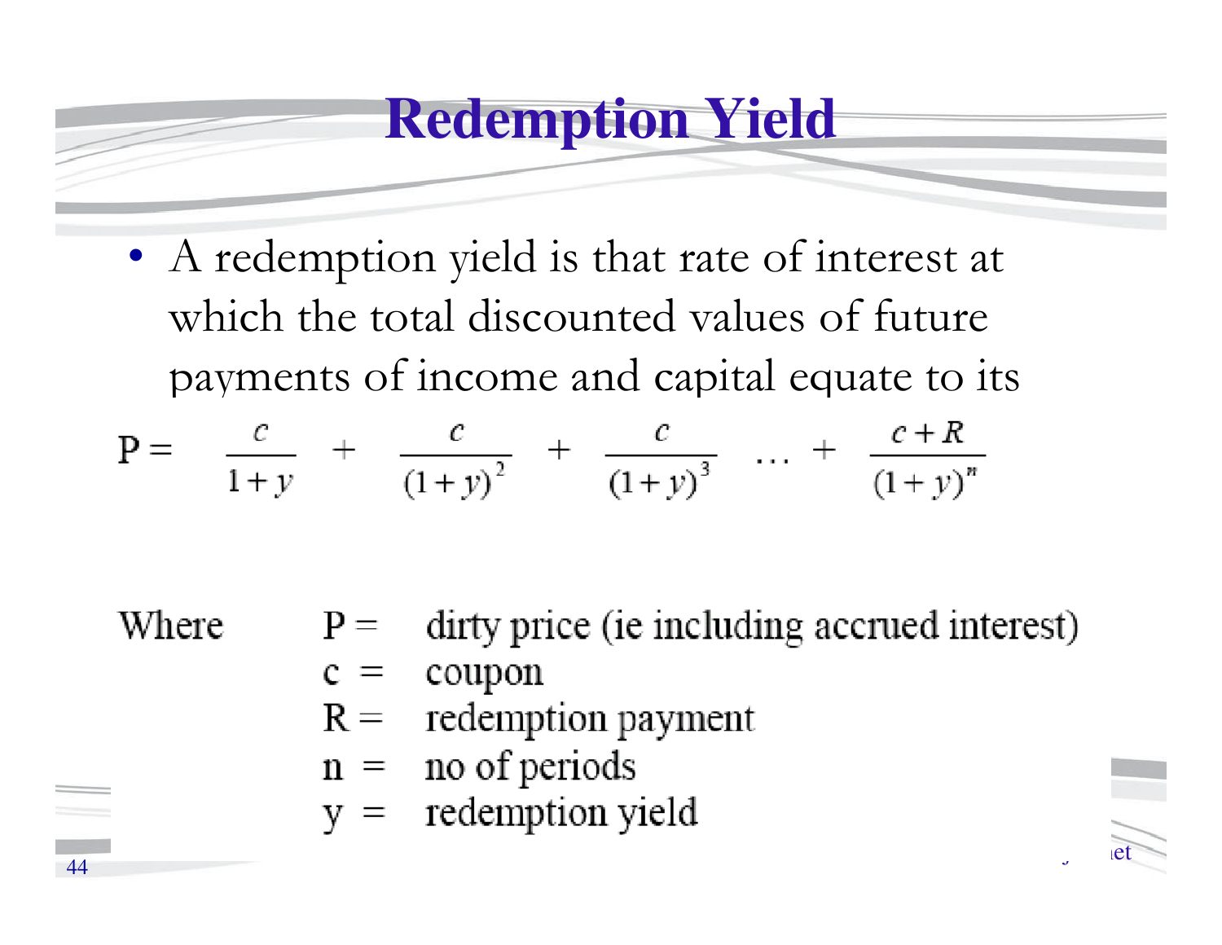# Redemption Yield

- A redemption yield is that rate of interest at which the total discounted values of future payments of income and capital equate to its

$$P = \frac{c}{1+y} + \frac{c}{(1+y)^2} + \frac{c}{(1+y)^3} \ldots + \frac{c+R}{(1+y)^n}$$

Where
- P = dirty price (ie including accrued interest)
- c = coupon
- R = redemption payment
- n = no of periods
- y = redemption yield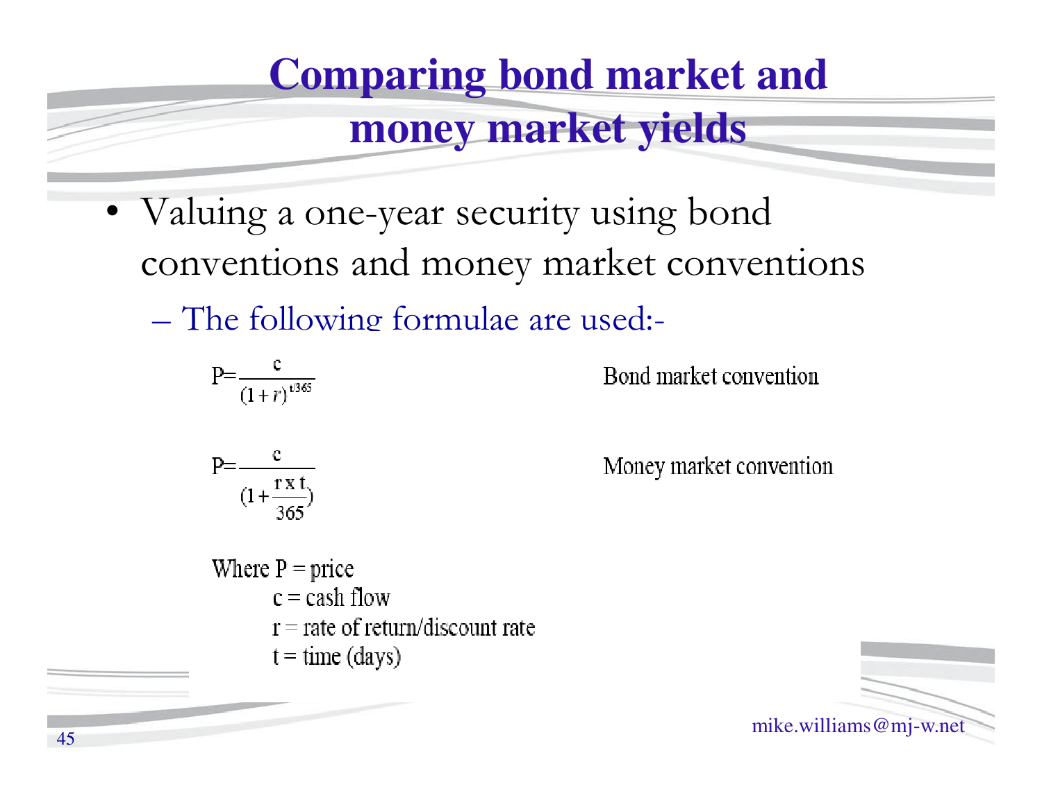# Comparing bond market and money market yields

- Valuing a one-year security using bond conventions and money market conventions
  - The following formulae are used:-

$$P = \frac{c}{(1+r)^{t/365}}$$

Bond market convention

$$P = \frac{c}{\left(1 + \frac{r \times t}{365}\right)}$$

Money market convention

Where P = price
c = cash flow
r = rate of return/discount rate
t = time (days)

mike.williams@mj-w.net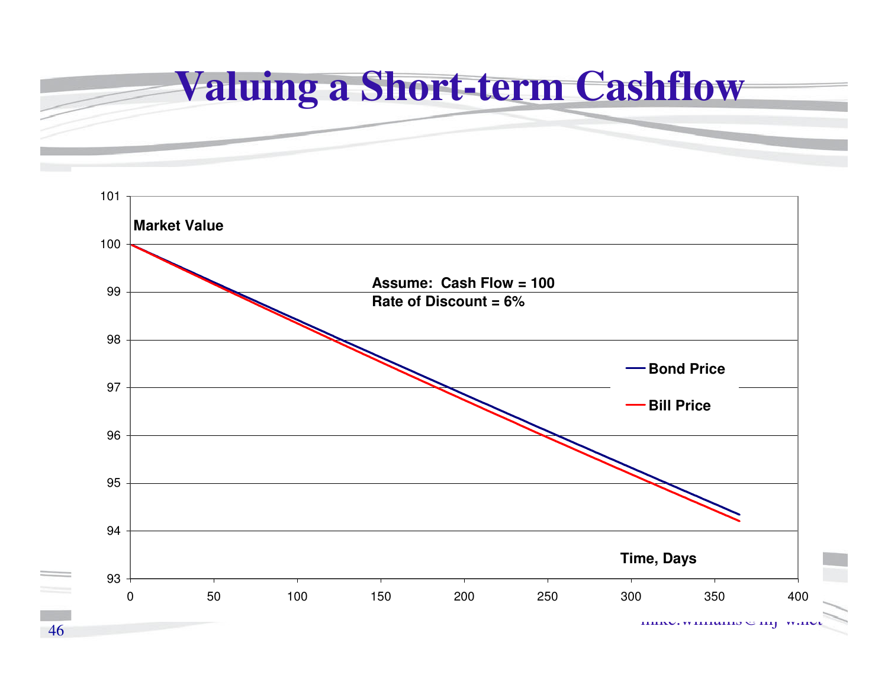# Valuing a Short-term Cashflow

Market Value

Assume: Cash Flow = 100
Rate of Discount = 6%

Bond Price

Bill Price

Time, Days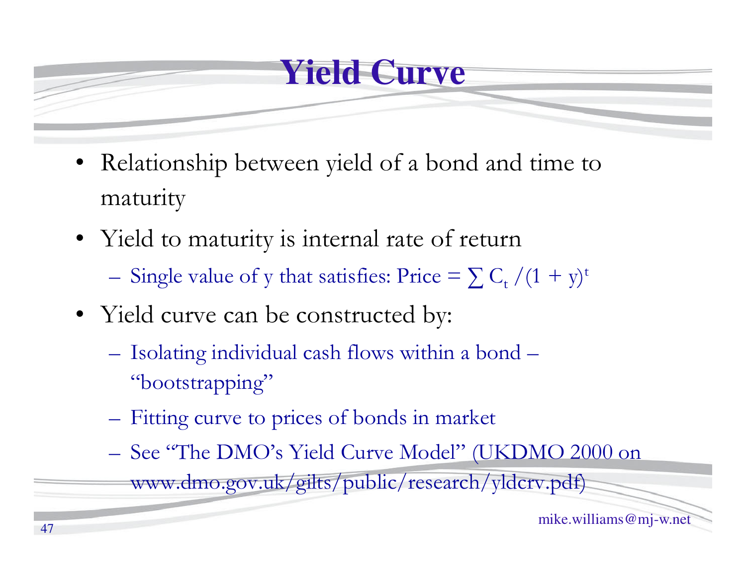# Yield Curve

- Relationship between yield of a bond and time to maturity
- Yield to maturity is internal rate of return
  - Single value of y that satisfies: Price = $\sum C_t /(1 + y)^t$
- Yield curve can be constructed by:
  - Isolating individual cash flows within a bond – "bootstrapping"
  - Fitting curve to prices of bonds in market
  - See "The DMO's Yield Curve Model" (UKDMO 2000 on www.dmo.gov.uk/gilts/public/research/yldcrv.pdf)

mike.williams@mj-w.net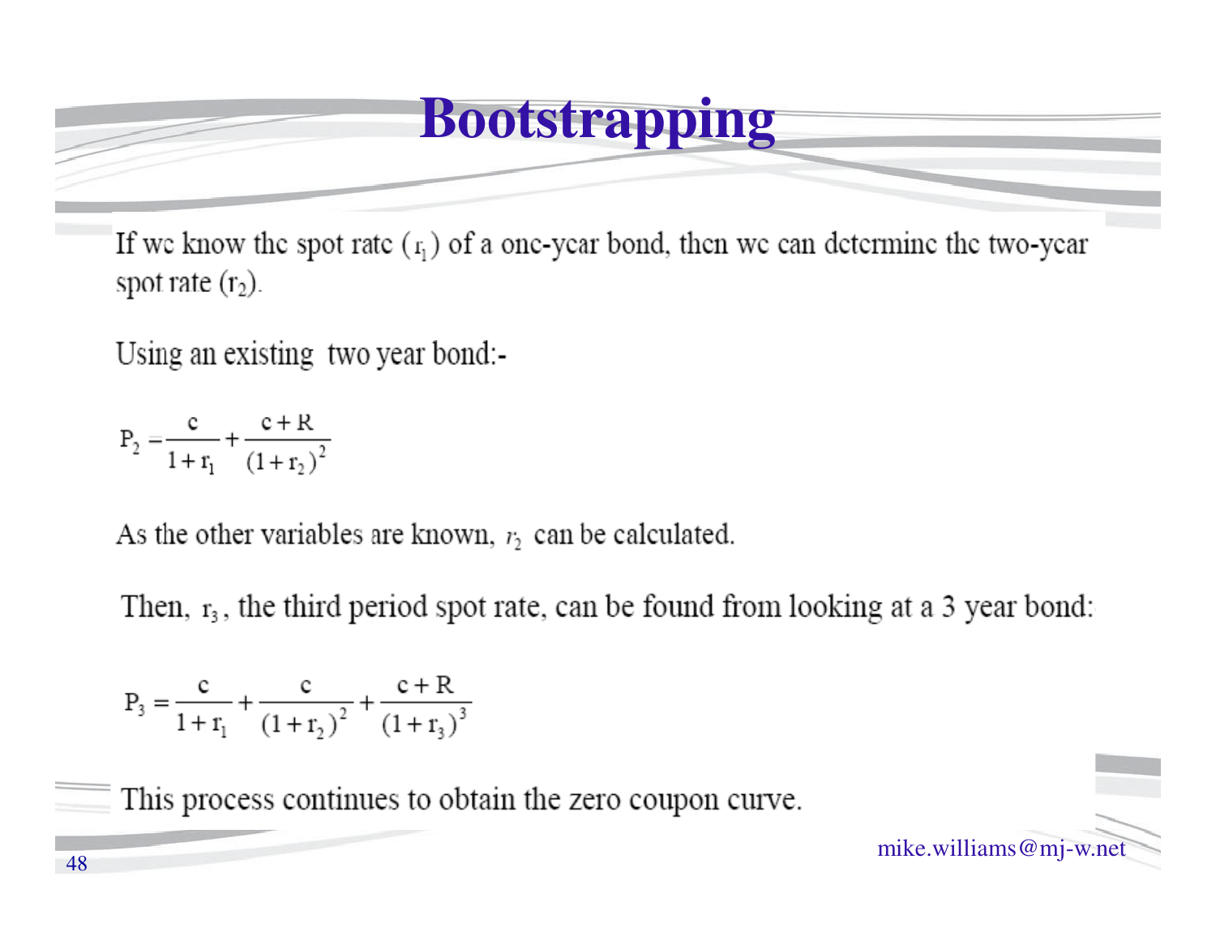# Bootstrapping

If we know the spot rate ($r_1$) of a one-year bond, then we can determine the two-year spot rate ($r_2$).

Using an existing two year bond:-

$$P_2 = \frac{c}{1+r_1} + \frac{c+R}{(1+r_2)^2}$$

As the other variables are known, $r_2$ can be calculated.

Then, $r_3$, the third period spot rate, can be found from looking at a 3 year bond:

$$P_3 = \frac{c}{1+r_1} + \frac{c}{(1+r_2)^2} + \frac{c+R}{(1+r_3)^3}$$

This process continues to obtain the zero coupon curve.

mike.williams@mj-w.net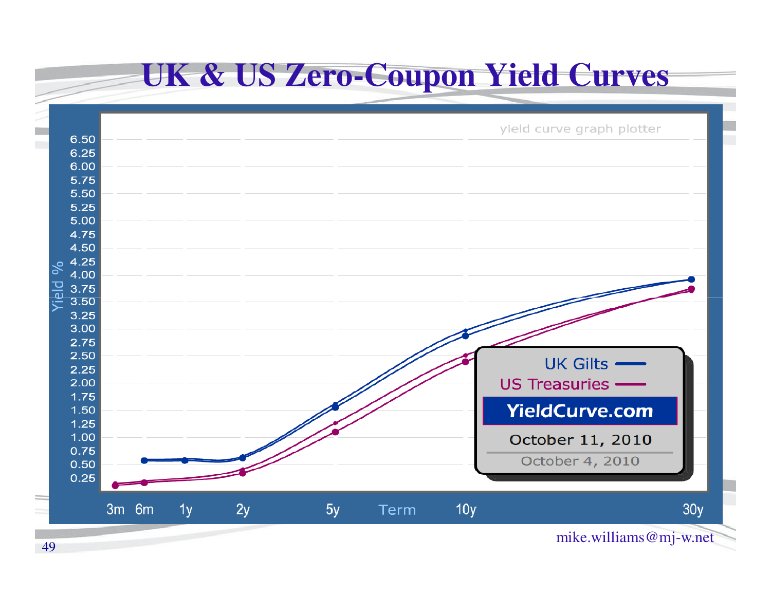# UK & US Zero-Coupon Yield Curves

yield curve graph plotter

Yield %: 6.50, 6.25, 6.00, 5.75, 5.50, 5.25, 5.00, 4.75, 4.50, 4.25, 4.00, 3.75, 3.50, 3.25, 3.00, 2.75, 2.50, 2.25, 2.00, 1.75, 1.50, 1.25, 1.00, 0.75, 0.50, 0.25

Term: 3m, 6m, 1y, 2y, 5y, 10y, 30y

UK Gilts

US Treasuries

YieldCurve.com

October 11, 2010

October 4, 2010

mike.williams@mj-w.net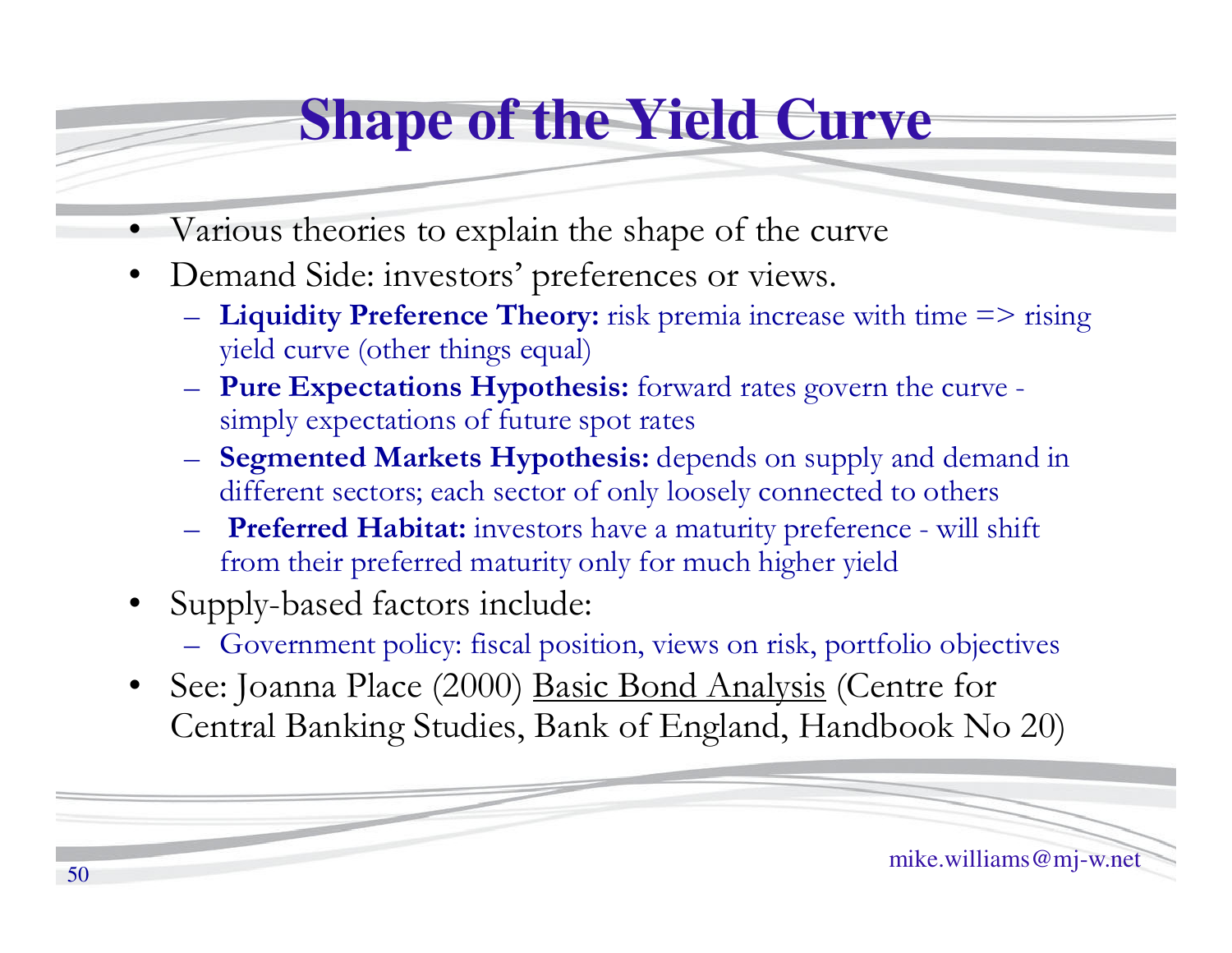# Shape of the Yield Curve

- Various theories to explain the shape of the curve
- Demand Side: investors' preferences or views.
  - **Liquidity Preference Theory:** risk premia increase with time => rising yield curve (other things equal)
  - **Pure Expectations Hypothesis:** forward rates govern the curve - simply expectations of future spot rates
  - **Segmented Markets Hypothesis:** depends on supply and demand in different sectors; each sector of only loosely connected to others
  - **Preferred Habitat:** investors have a maturity preference - will shift from their preferred maturity only for much higher yield
- Supply-based factors include:
  - Government policy: fiscal position, views on risk, portfolio objectives
- See: Joanna Place (2000) <u>Basic Bond Analysis</u> (Centre for Central Banking Studies, Bank of England, Handbook No 20)

mike.williams@mj-w.net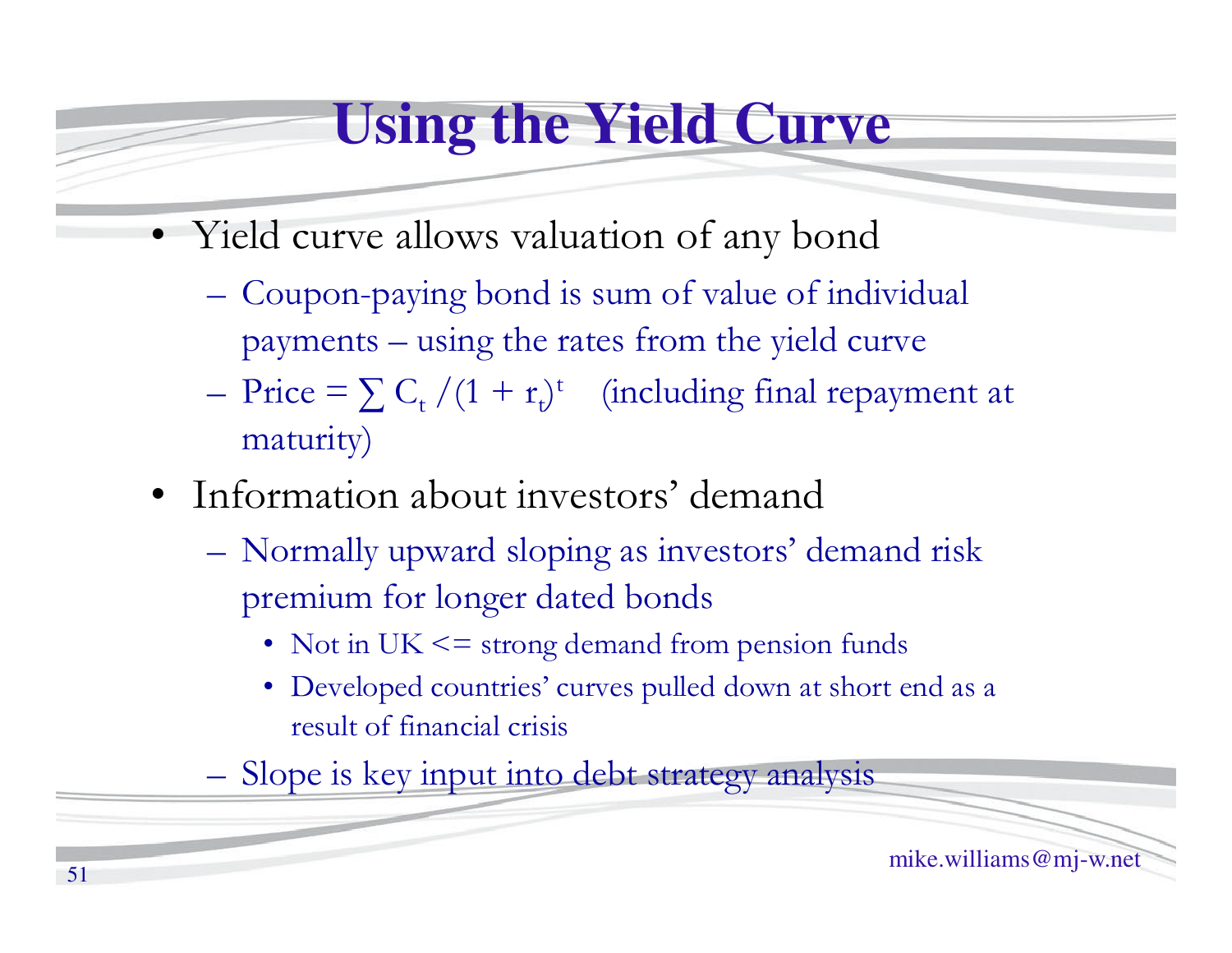# Using the Yield Curve

- Yield curve allows valuation of any bond
  - Coupon-paying bond is sum of value of individual payments – using the rates from the yield curve
  - Price = $\sum C_t / (1 + r_t)^t$ (including final repayment at maturity)
- Information about investors' demand
  - Normally upward sloping as investors' demand risk premium for longer dated bonds
    - Not in UK <= strong demand from pension funds
    - Developed countries' curves pulled down at short end as a result of financial crisis
  - Slope is key input into debt strategy analysis

mike.williams@mj-w.net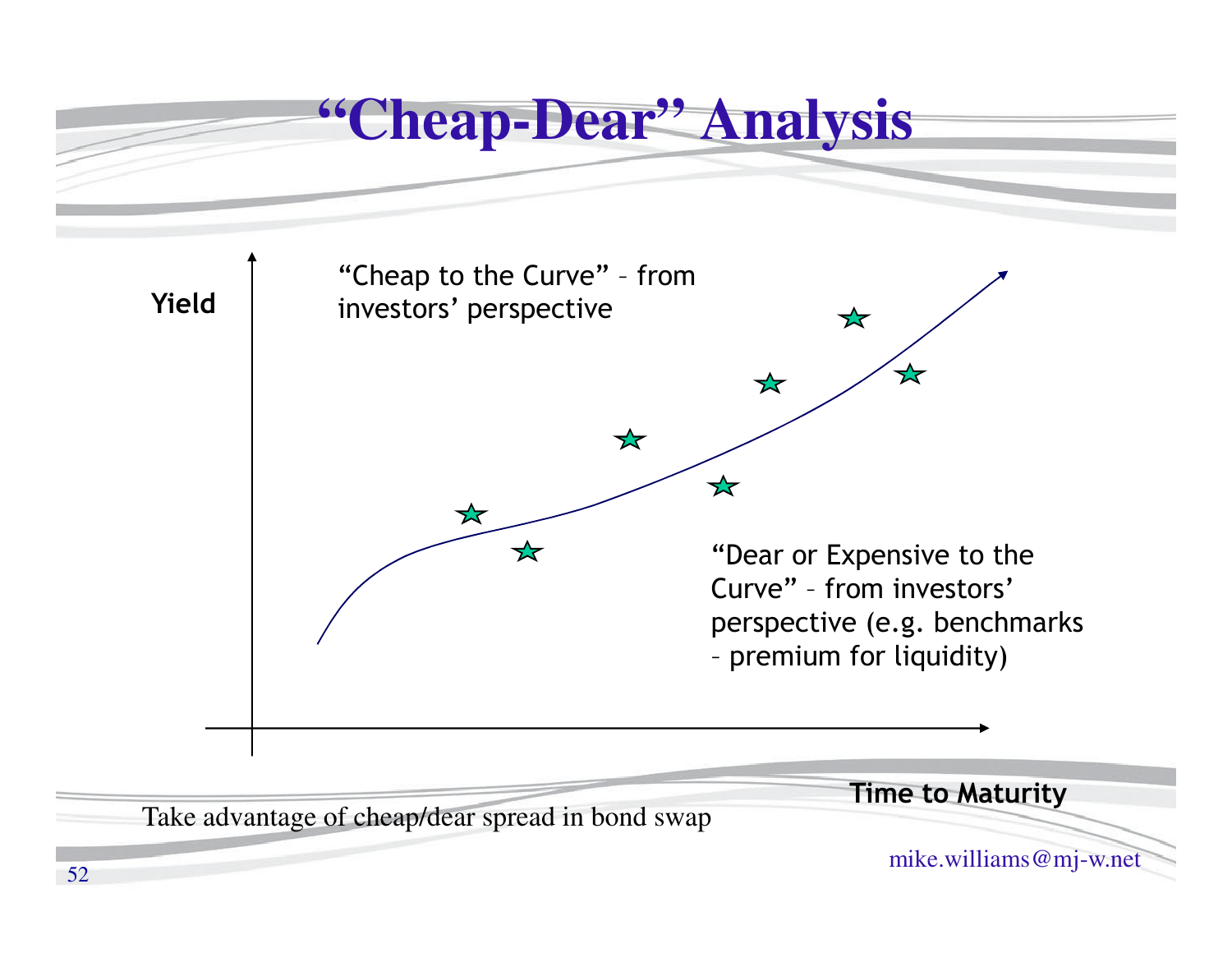# "Cheap-Dear" Analysis

Yield

"Cheap to the Curve" – from investors' perspective

"Dear or Expensive to the Curve" – from investors' perspective (e.g. benchmarks – premium for liquidity)

Time to Maturity

Take advantage of cheap/dear spread in bond swap

mike.williams@mj-w.net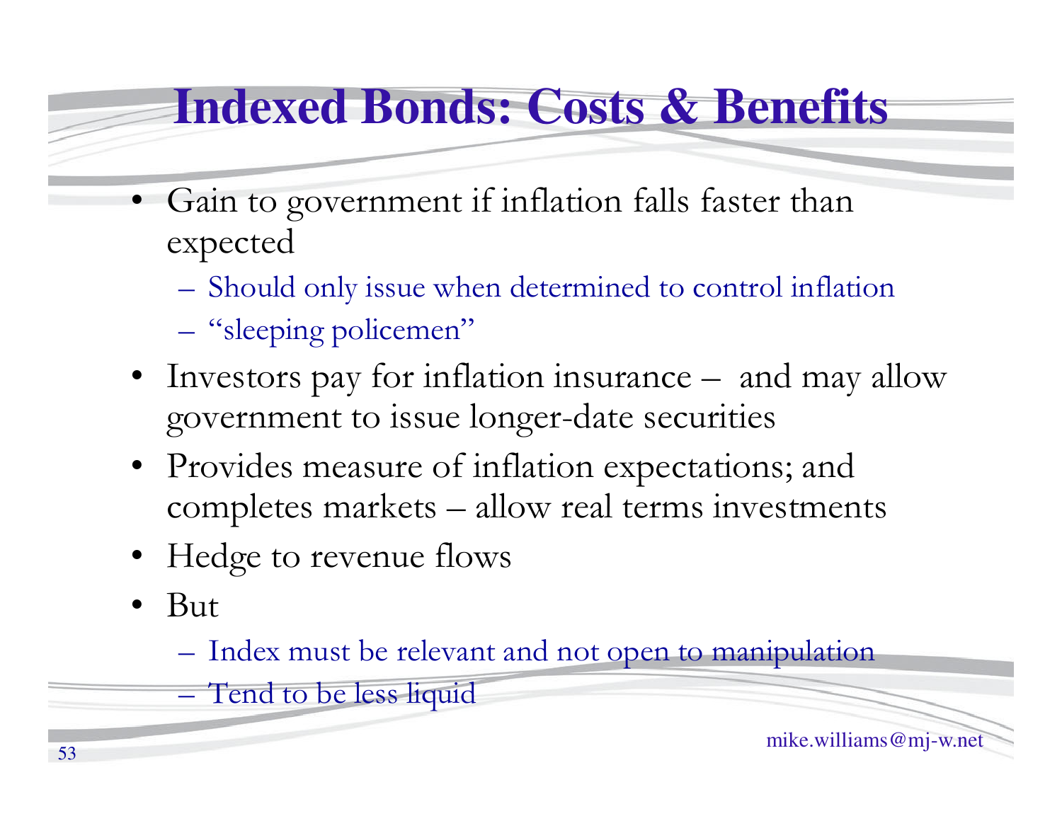# Indexed Bonds: Costs & Benefits

- Gain to government if inflation falls faster than expected
  - Should only issue when determined to control inflation
  - "sleeping policemen"
- Investors pay for inflation insurance – and may allow government to issue longer-date securities
- Provides measure of inflation expectations; and completes markets – allow real terms investments
- Hedge to revenue flows
- But
  - Index must be relevant and not open to manipulation
  - Tend to be less liquid

mike.williams@mj-w.net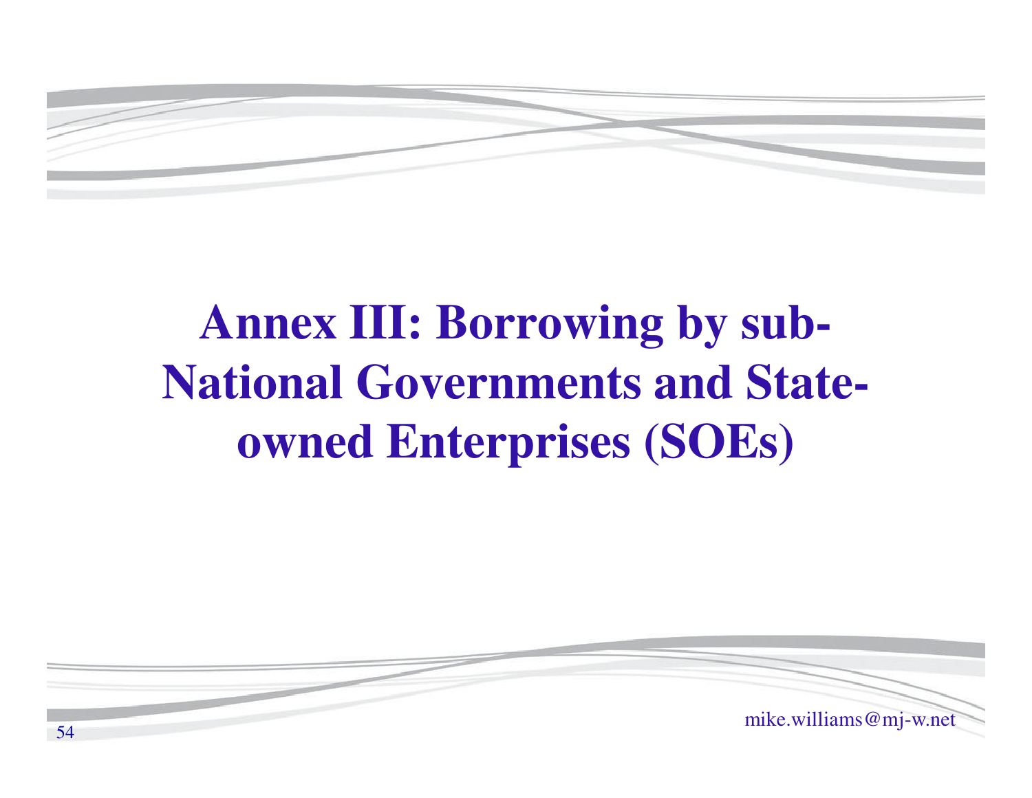# Annex III: Borrowing by sub-National Governments and State-owned Enterprises (SOEs)

mike.williams@mj-w.net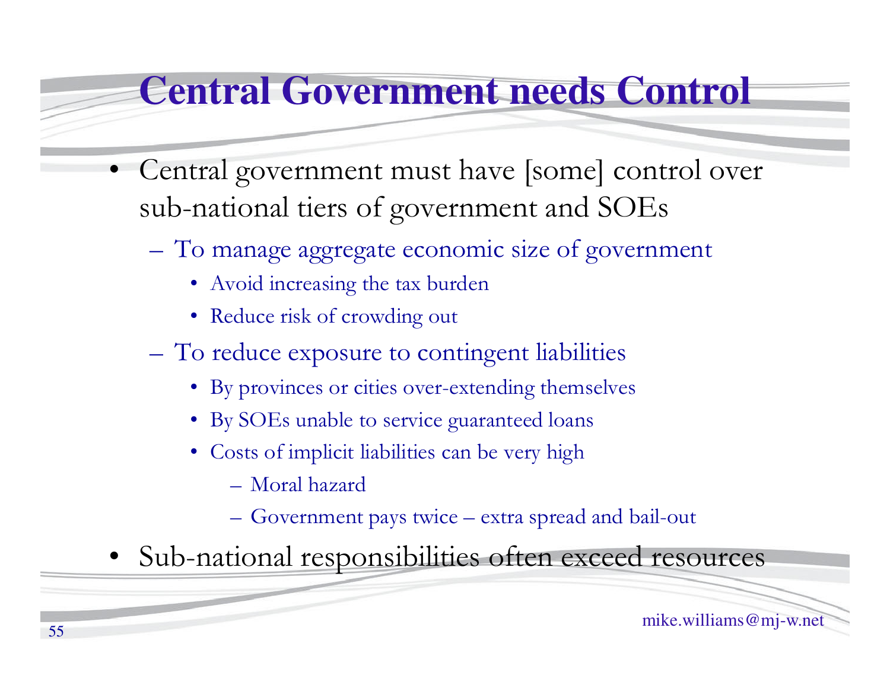# Central Government needs Control

- Central government must have [some] control over sub-national tiers of government and SOEs
  - To manage aggregate economic size of government
    - Avoid increasing the tax burden
    - Reduce risk of crowding out
  - To reduce exposure to contingent liabilities
    - By provinces or cities over-extending themselves
    - By SOEs unable to service guaranteed loans
    - Costs of implicit liabilities can be very high
      - Moral hazard
      - Government pays twice – extra spread and bail-out
- Sub-national responsibilities often exceed resources

mike.williams@mj-w.net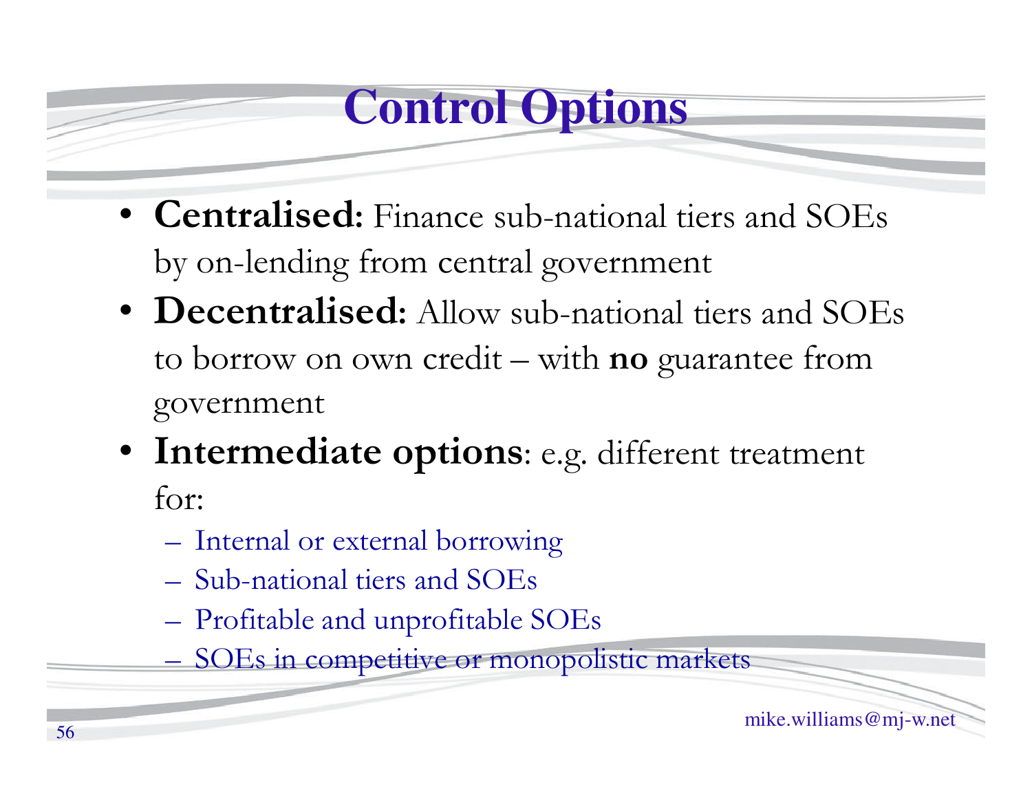# Control Options

- **Centralised:** Finance sub-national tiers and SOEs by on-lending from central government
- **Decentralised:** Allow sub-national tiers and SOEs to borrow on own credit – with **no** guarantee from government
- **Intermediate options**: e.g. different treatment for:
  - Internal or external borrowing
  - Sub-national tiers and SOEs
  - Profitable and unprofitable SOEs
  - SOEs in competitive or monopolistic markets

mike.williams@mj-w.net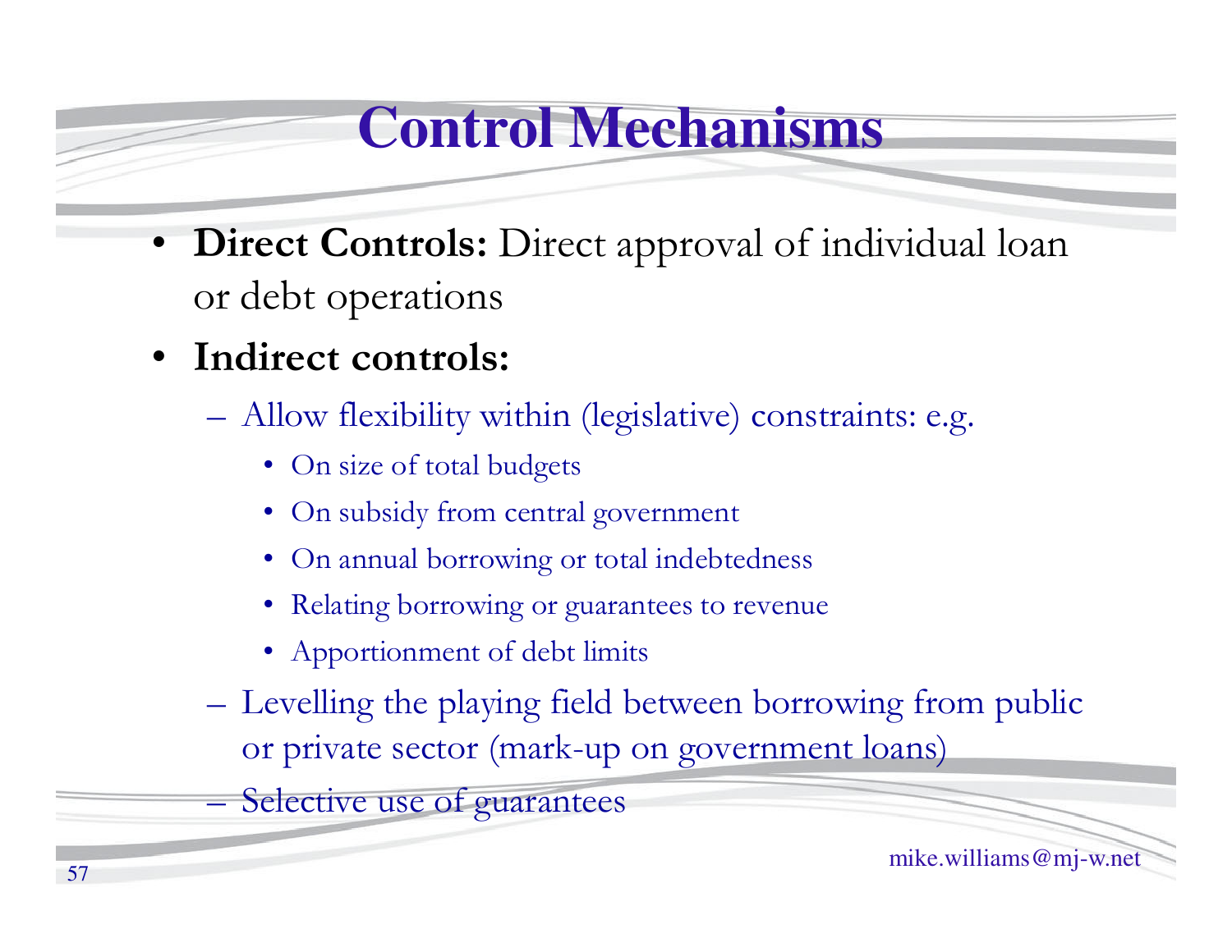# Control Mechanisms

- **Direct Controls:** Direct approval of individual loan or debt operations
- **Indirect controls:**
  - Allow flexibility within (legislative) constraints: e.g.
    - On size of total budgets
    - On subsidy from central government
    - On annual borrowing or total indebtedness
    - Relating borrowing or guarantees to revenue
    - Apportionment of debt limits
  - Levelling the playing field between borrowing from public or private sector (mark-up on government loans)
  - Selective use of guarantees

mike.williams@mj-w.net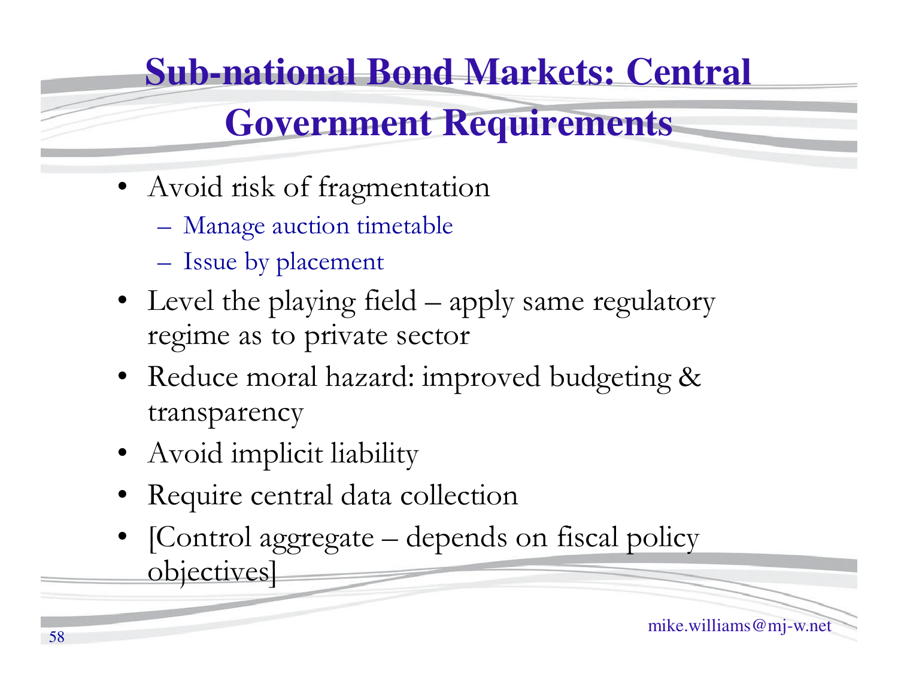# Sub-national Bond Markets: Central Government Requirements

- Avoid risk of fragmentation
  - Manage auction timetable
  - Issue by placement
- Level the playing field – apply same regulatory regime as to private sector
- Reduce moral hazard: improved budgeting & transparency
- Avoid implicit liability
- Require central data collection
- [Control aggregate – depends on fiscal policy objectives]

mike.williams@mj-w.net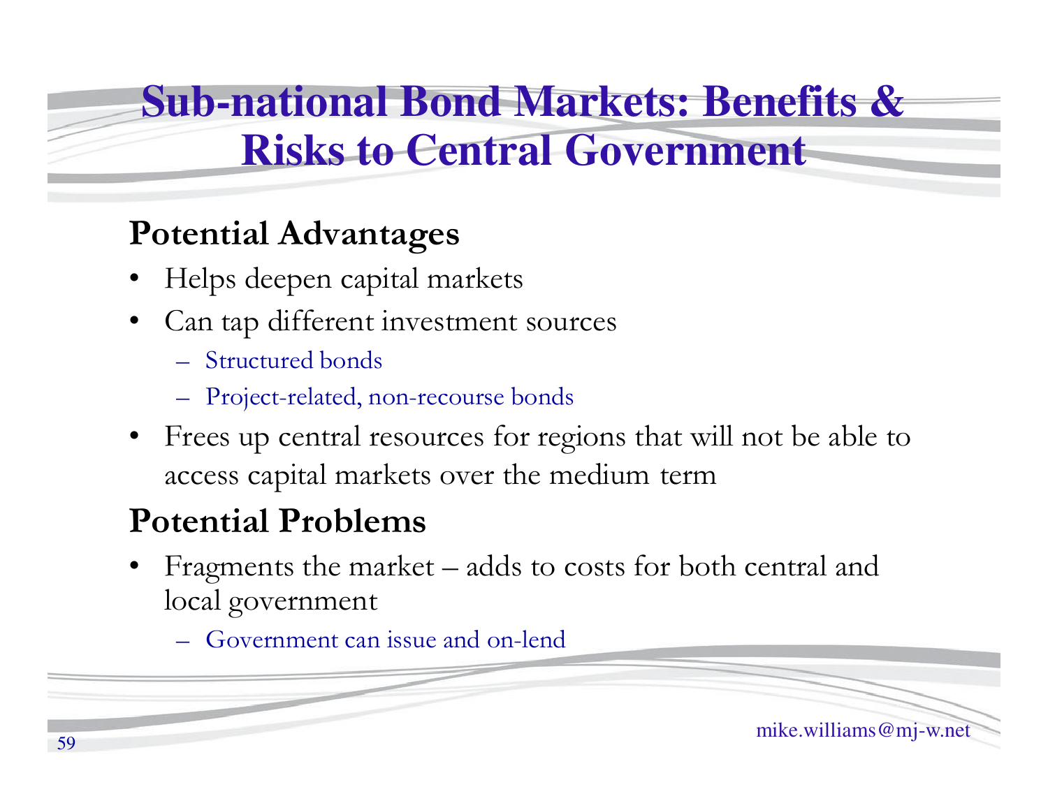# Sub-national Bond Markets: Benefits & Risks to Central Government

## Potential Advantages

- Helps deepen capital markets
- Can tap different investment sources
  - Structured bonds
  - Project-related, non-recourse bonds
- Frees up central resources for regions that will not be able to access capital markets over the medium term

## Potential Problems

- Fragments the market – adds to costs for both central and local government
  - Government can issue and on-lend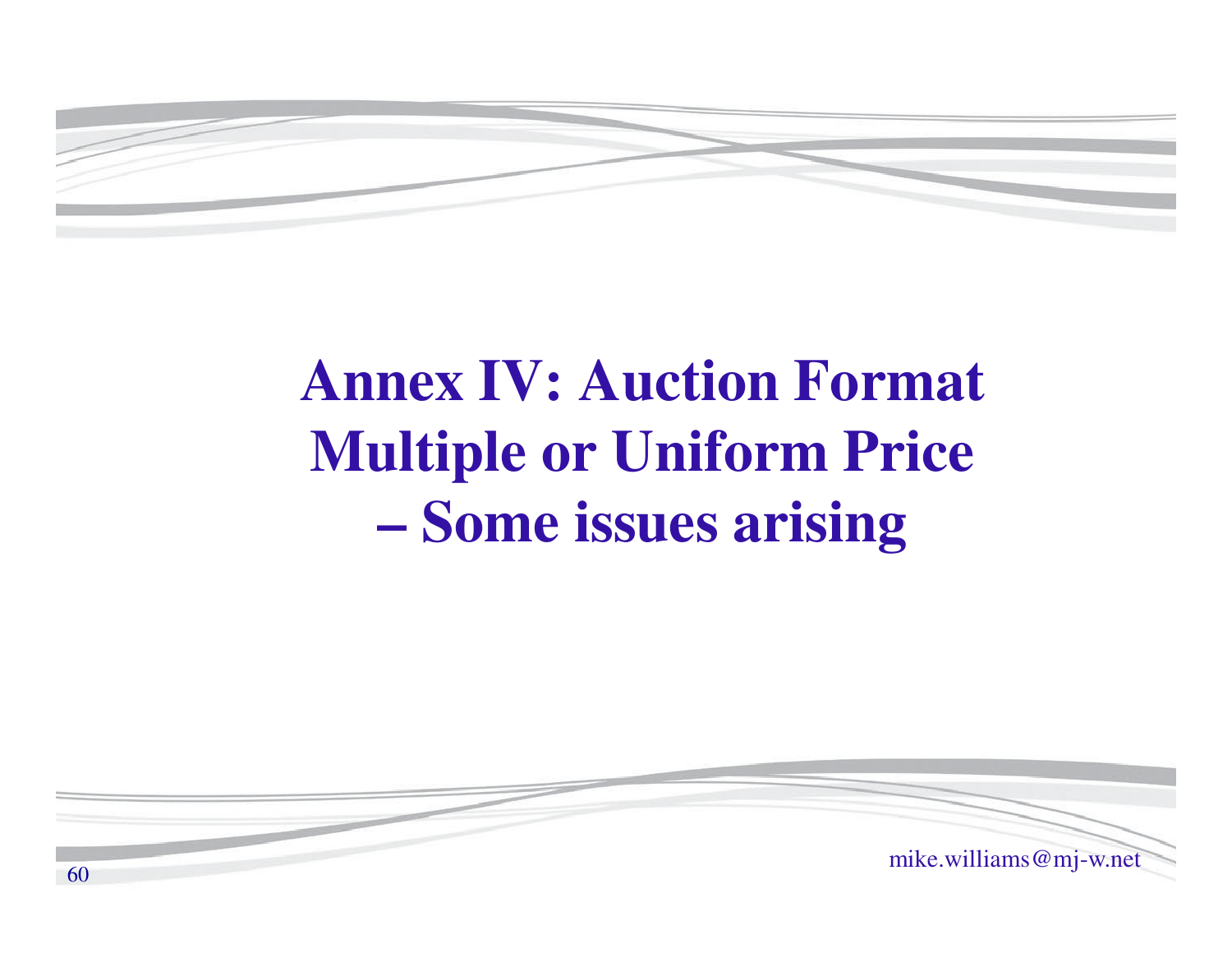# Annex IV: Auction Format Multiple or Uniform Price – Some issues arising

mike.williams@mj-w.net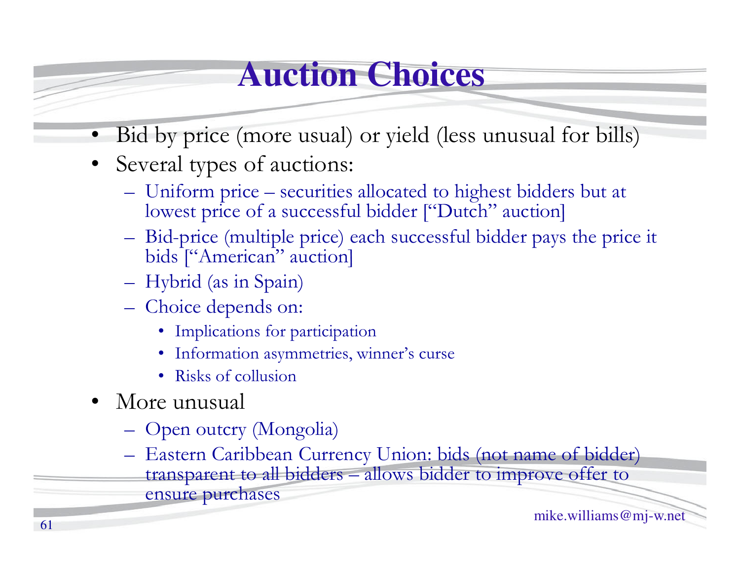# Auction Choices

- Bid by price (more usual) or yield (less unusual for bills)
- Several types of auctions:
  - Uniform price – securities allocated to highest bidders but at lowest price of a successful bidder ["Dutch" auction]
  - Bid-price (multiple price) each successful bidder pays the price it bids ["American" auction]
  - Hybrid (as in Spain)
  - Choice depends on:
    - Implications for participation
    - Information asymmetries, winner's curse
    - Risks of collusion
- More unusual
  - Open outcry (Mongolia)
  - Eastern Caribbean Currency Union: bids (not name of bidder) transparent to all bidders – allows bidder to improve offer to ensure purchases

mike.williams@mj-w.net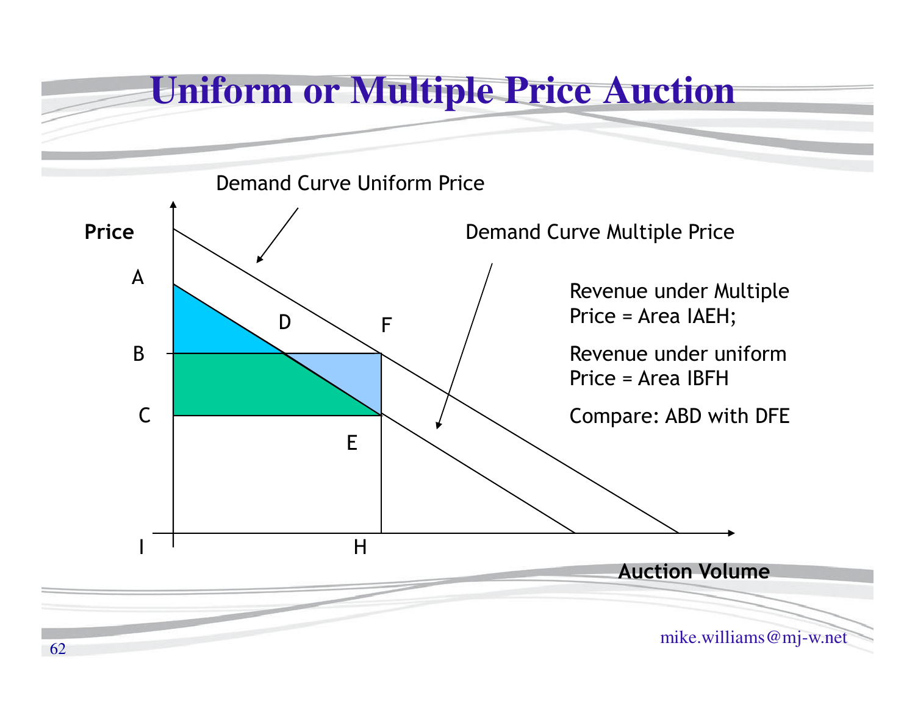# Uniform or Multiple Price Auction

Demand Curve Uniform Price

Demand Curve Multiple Price

Price

Auction Volume

A, B, C, D, E, F, H, I

Revenue under Multiple Price = Area IAEH;

Revenue under uniform Price = Area IBFH

Compare: ABD with DFE

mike.williams@mj-w.net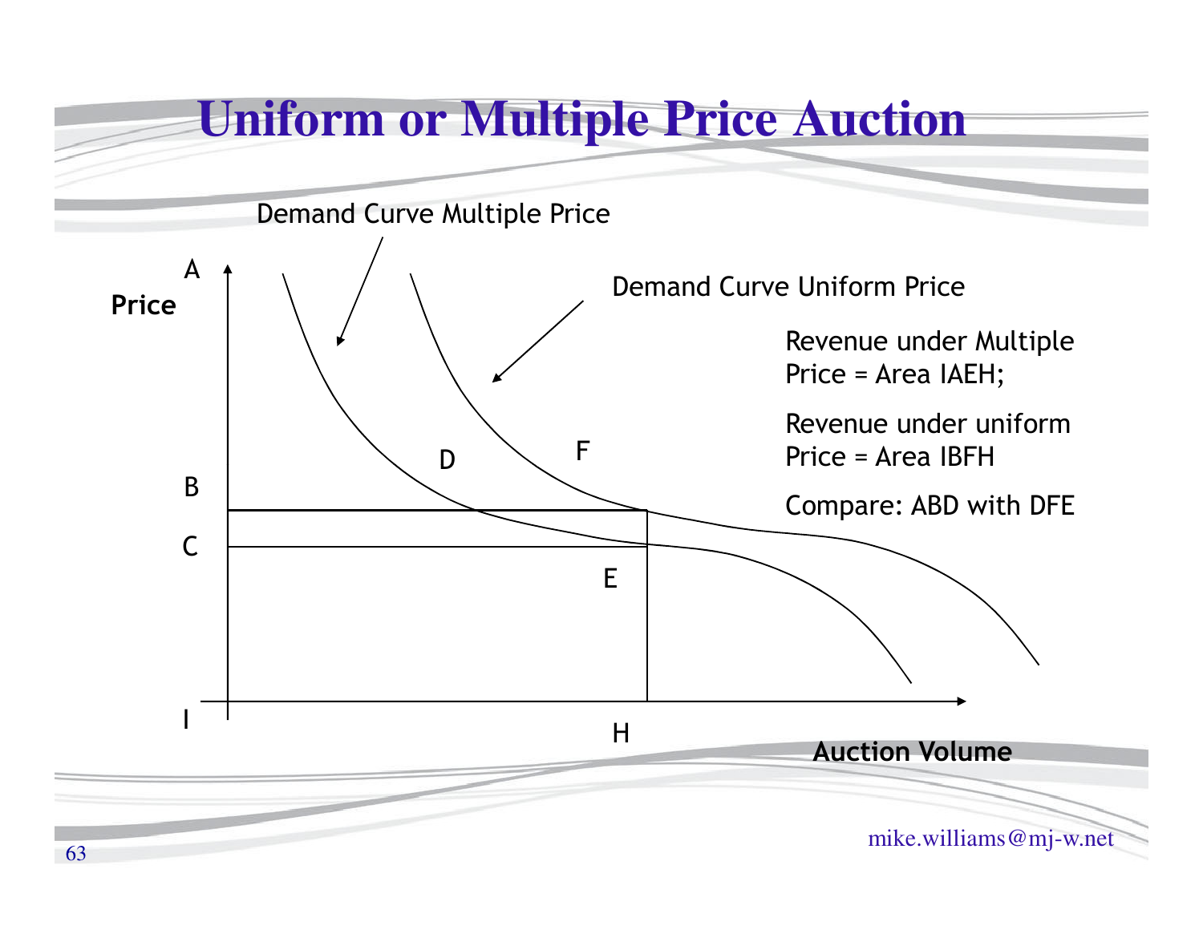# Uniform or Multiple Price Auction

Demand Curve Multiple Price

Demand Curve Uniform Price

Price

Auction Volume

A, B, C, D, E, F, H, I

Revenue under Multiple Price = Area IAEH;

Revenue under uniform Price = Area IBFH

Compare: ABD with DFE

mike.williams@mj-w.net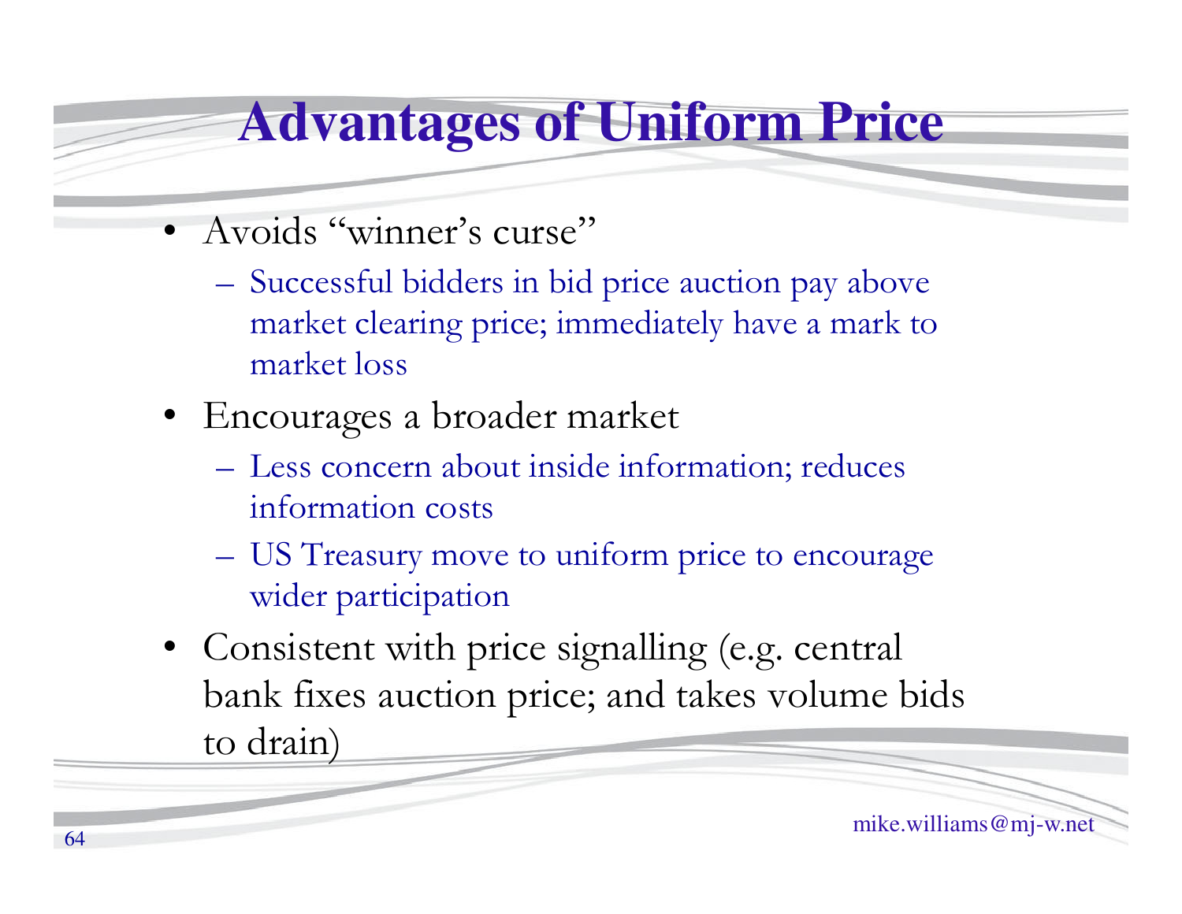# Advantages of Uniform Price

- Avoids "winner's curse"
  - Successful bidders in bid price auction pay above market clearing price; immediately have a mark to market loss
- Encourages a broader market
  - Less concern about inside information; reduces information costs
  - US Treasury move to uniform price to encourage wider participation
- Consistent with price signalling (e.g. central bank fixes auction price; and takes volume bids to drain)

mike.williams@mj-w.net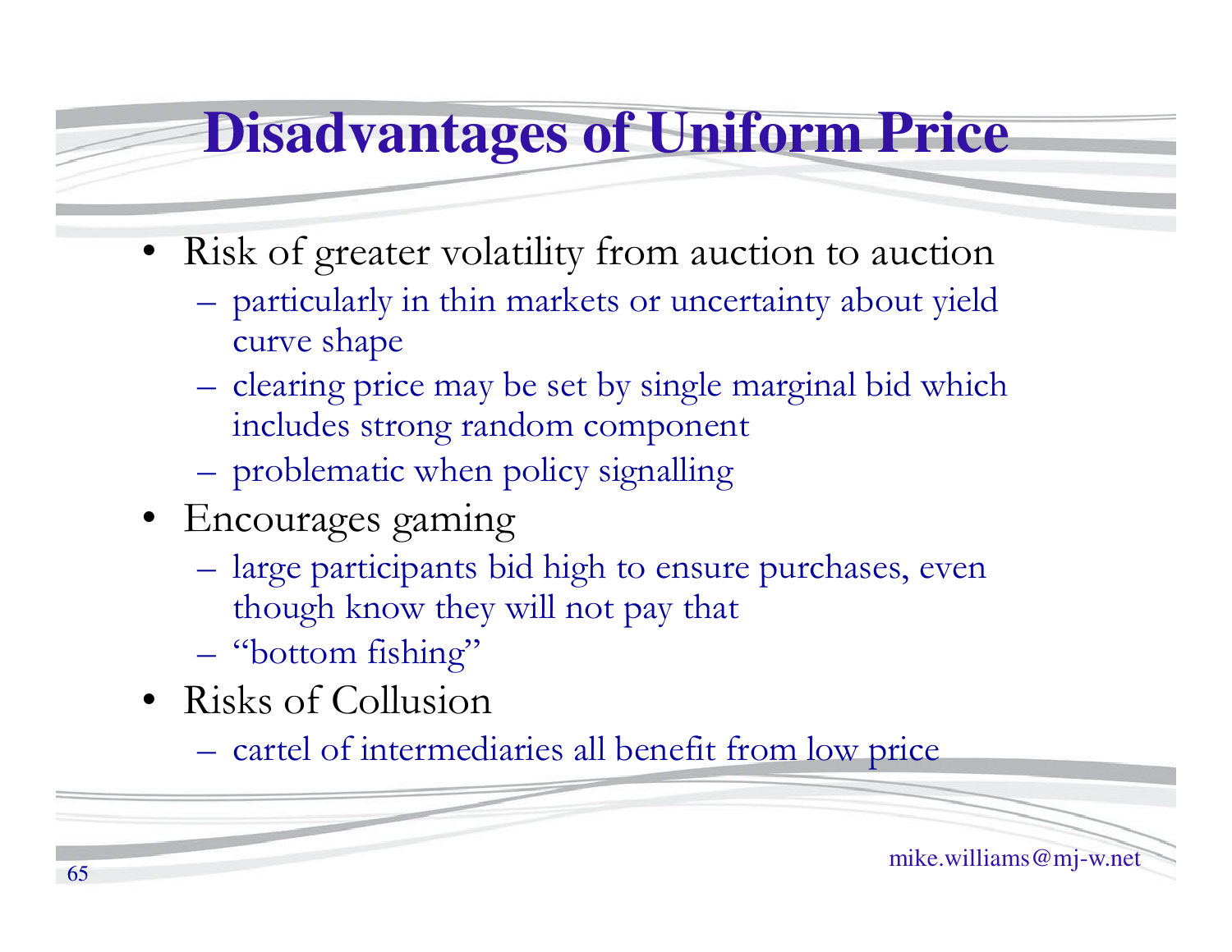# Disadvantages of Uniform Price

- Risk of greater volatility from auction to auction
  - particularly in thin markets or uncertainty about yield curve shape
  - clearing price may be set by single marginal bid which includes strong random component
  - problematic when policy signalling
- Encourages gaming
  - large participants bid high to ensure purchases, even though know they will not pay that
  - "bottom fishing"
- Risks of Collusion
  - cartel of intermediaries all benefit from low price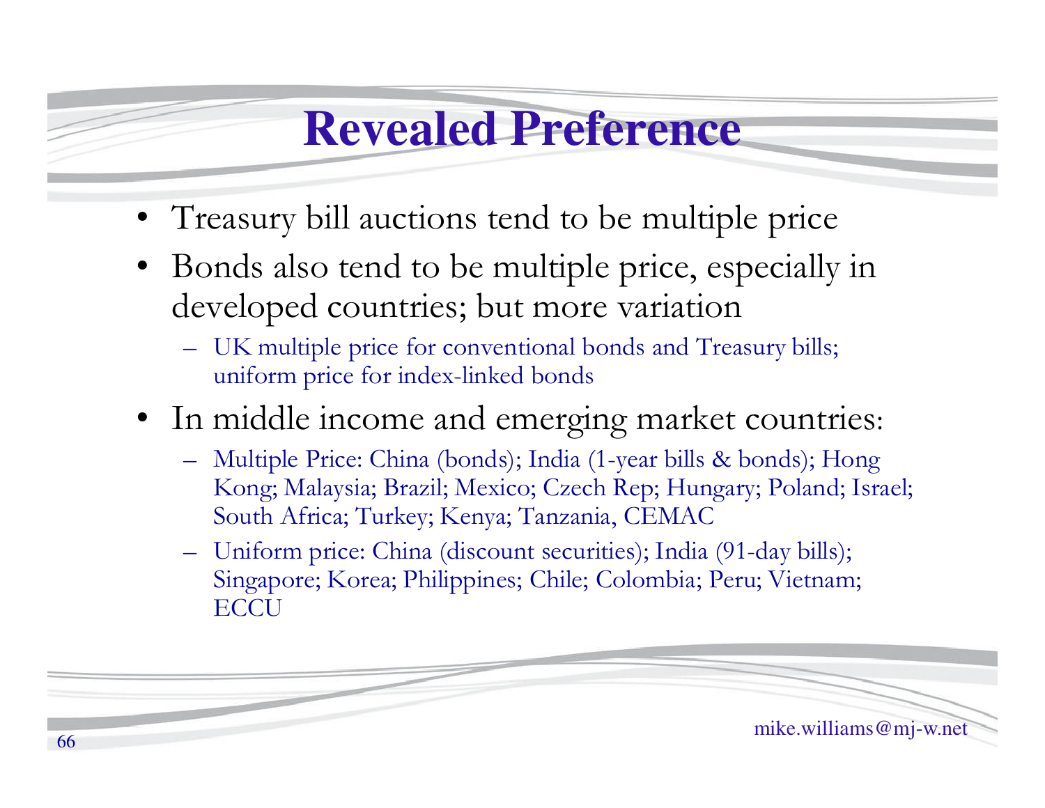# Revealed Preference

- Treasury bill auctions tend to be multiple price
- Bonds also tend to be multiple price, especially in developed countries; but more variation
  - UK multiple price for conventional bonds and Treasury bills; uniform price for index-linked bonds
- In middle income and emerging market countries:
  - Multiple Price: China (bonds); India (1-year bills & bonds); Hong Kong; Malaysia; Brazil; Mexico; Czech Rep; Hungary; Poland; Israel; South Africa; Turkey; Kenya; Tanzania, CEMAC
  - Uniform price: China (discount securities); India (91-day bills); Singapore; Korea; Philippines; Chile; Colombia; Peru; Vietnam; ECCU

mike.williams@mj-w.net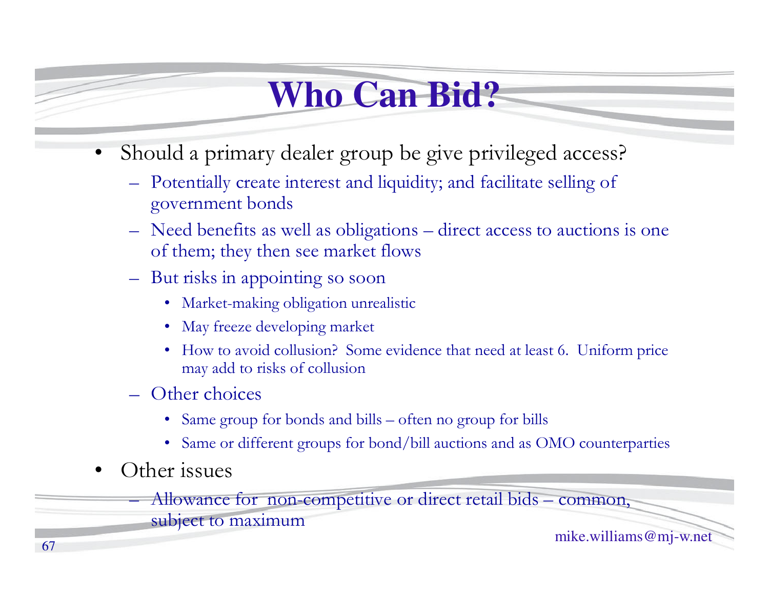# Who Can Bid?

- Should a primary dealer group be give privileged access?
  - Potentially create interest and liquidity; and facilitate selling of government bonds
  - Need benefits as well as obligations – direct access to auctions is one of them; they then see market flows
  - But risks in appointing so soon
    - Market-making obligation unrealistic
    - May freeze developing market
    - How to avoid collusion? Some evidence that need at least 6. Uniform price may add to risks of collusion
  - Other choices
    - Same group for bonds and bills – often no group for bills
    - Same or different groups for bond/bill auctions and as OMO counterparties
- Other issues
  - Allowance for non-competitive or direct retail bids – common, subject to maximum

mike.williams@mj-w.net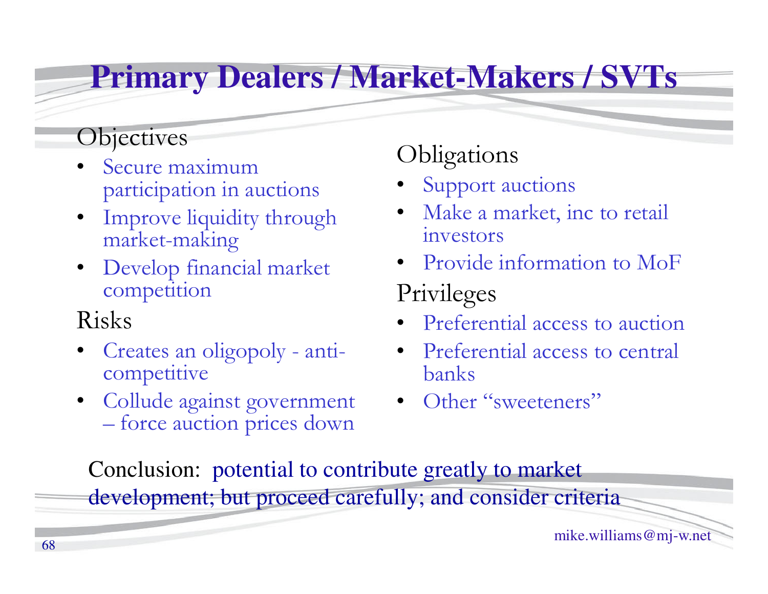# Primary Dealers / Market-Makers / SVTs

## Objectives

- Secure maximum participation in auctions
- Improve liquidity through market-making
- Develop financial market competition

## Risks

- Creates an oligopoly - anti-competitive
- Collude against government – force auction prices down

## Obligations

- Support auctions
- Make a market, inc to retail investors
- Provide information to MoF

## Privileges

- Preferential access to auction
- Preferential access to central banks
- Other "sweeteners"

Conclusion: potential to contribute greatly to market development; but proceed carefully; and consider criteria

mike.williams@mj-w.net